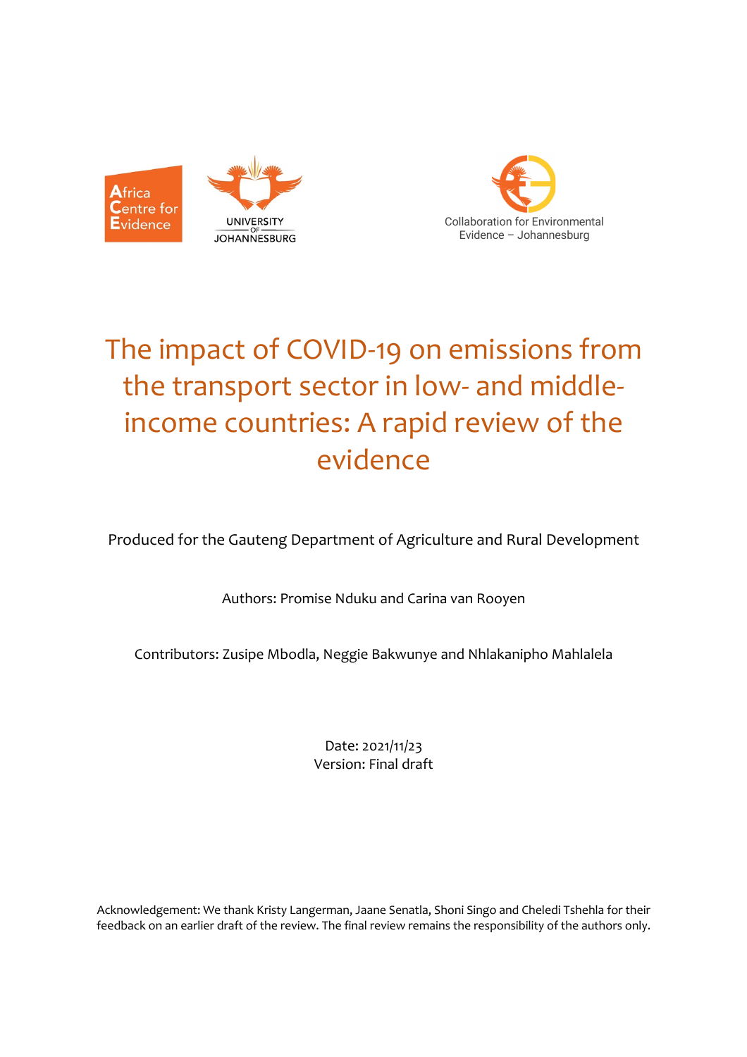Africa Centre for Evidence

UNIVERSITY OF JOHANNESBURG

Collaboration for Environmental Evidence – Johannesburg

# The impact of COVID-19 on emissions from the transport sector in low- and middle-income countries: A rapid review of the evidence

Produced for the Gauteng Department of Agriculture and Rural Development

Authors: Promise Nduku and Carina van Rooyen

Contributors: Zusipe Mbodla, Neggie Bakwunye and Nhlakanipho Mahlalela

Date: 2021/11/23
Version: Final draft

Acknowledgement: We thank Kristy Langerman, Jaane Senatla, Shoni Singo and Cheledi Tshehla for their feedback on an earlier draft of the review. The final review remains the responsibility of the authors only.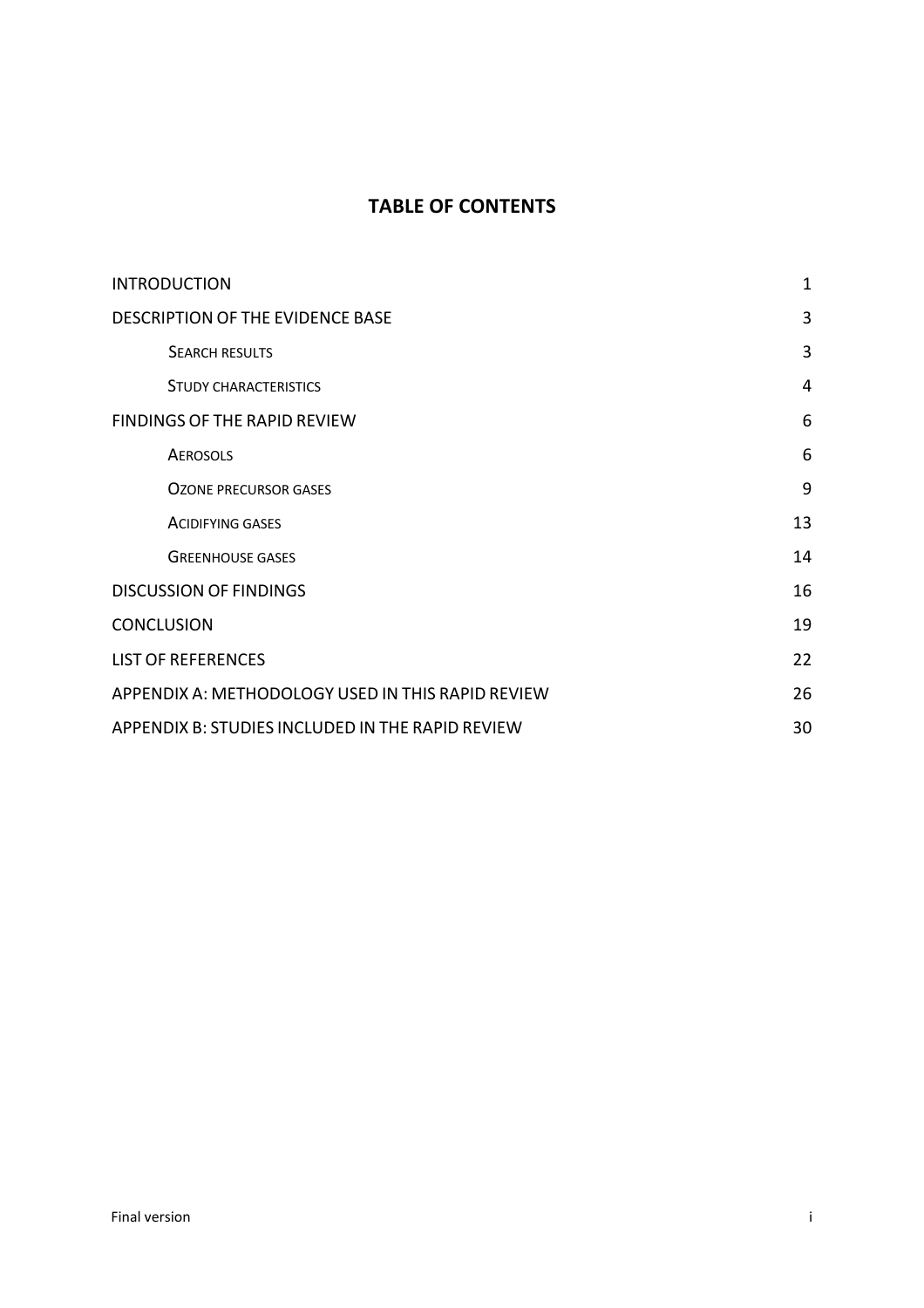# TABLE OF CONTENTS

| | |
|---|---|
| INTRODUCTION | 1 |
| DESCRIPTION OF THE EVIDENCE BASE | 3 |
| SEARCH RESULTS | 3 |
| STUDY CHARACTERISTICS | 4 |
| FINDINGS OF THE RAPID REVIEW | 6 |
| AEROSOLS | 6 |
| OZONE PRECURSOR GASES | 9 |
| ACIDIFYING GASES | 13 |
| GREENHOUSE GASES | 14 |
| DISCUSSION OF FINDINGS | 16 |
| CONCLUSION | 19 |
| LIST OF REFERENCES | 22 |
| APPENDIX A: METHODOLOGY USED IN THIS RAPID REVIEW | 26 |
| APPENDIX B: STUDIES INCLUDED IN THE RAPID REVIEW | 30 |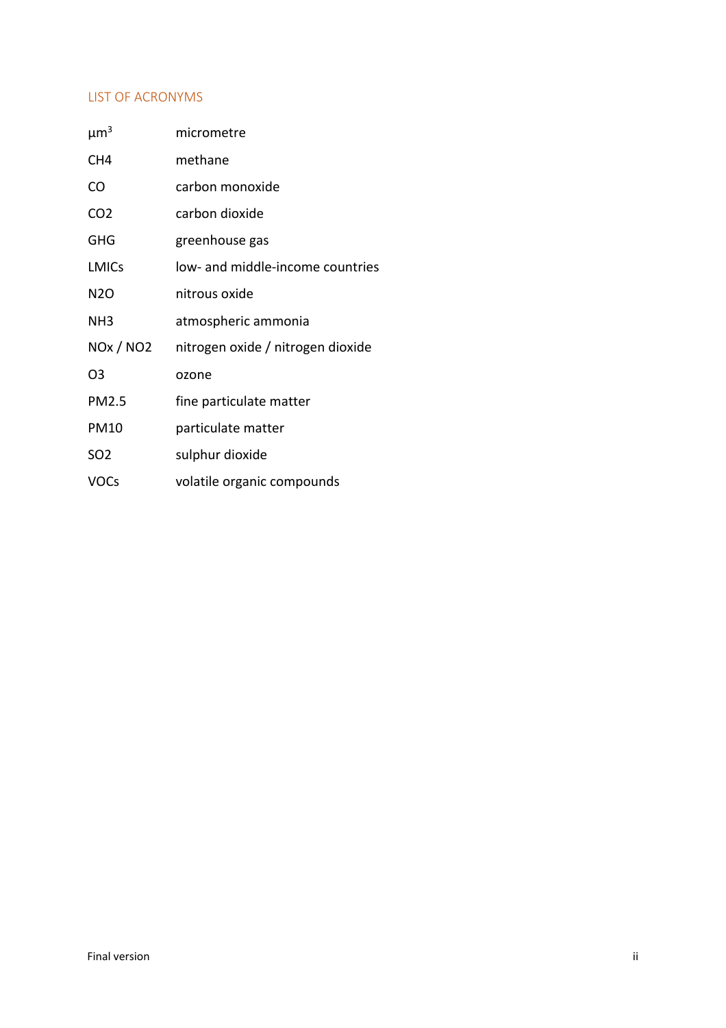## LIST OF ACRONYMS

| | |
|---|---|
| $\mu m^3$ | micrometre |
| $CH_4$ | methane |
| CO | carbon monoxide |
| $CO_2$ | carbon dioxide |
| GHG | greenhouse gas |
| LMICs | low- and middle-income countries |
| $N_2O$ | nitrous oxide |
| $NH_3$ | atmospheric ammonia |
| $NO_x$ / $NO_2$ | nitrogen oxide / nitrogen dioxide |
| $O_3$ | ozone |
| $PM_{2.5}$ | fine particulate matter |
| $PM_{10}$ | particulate matter |
| $SO_2$ | sulphur dioxide |
| VOCs | volatile organic compounds |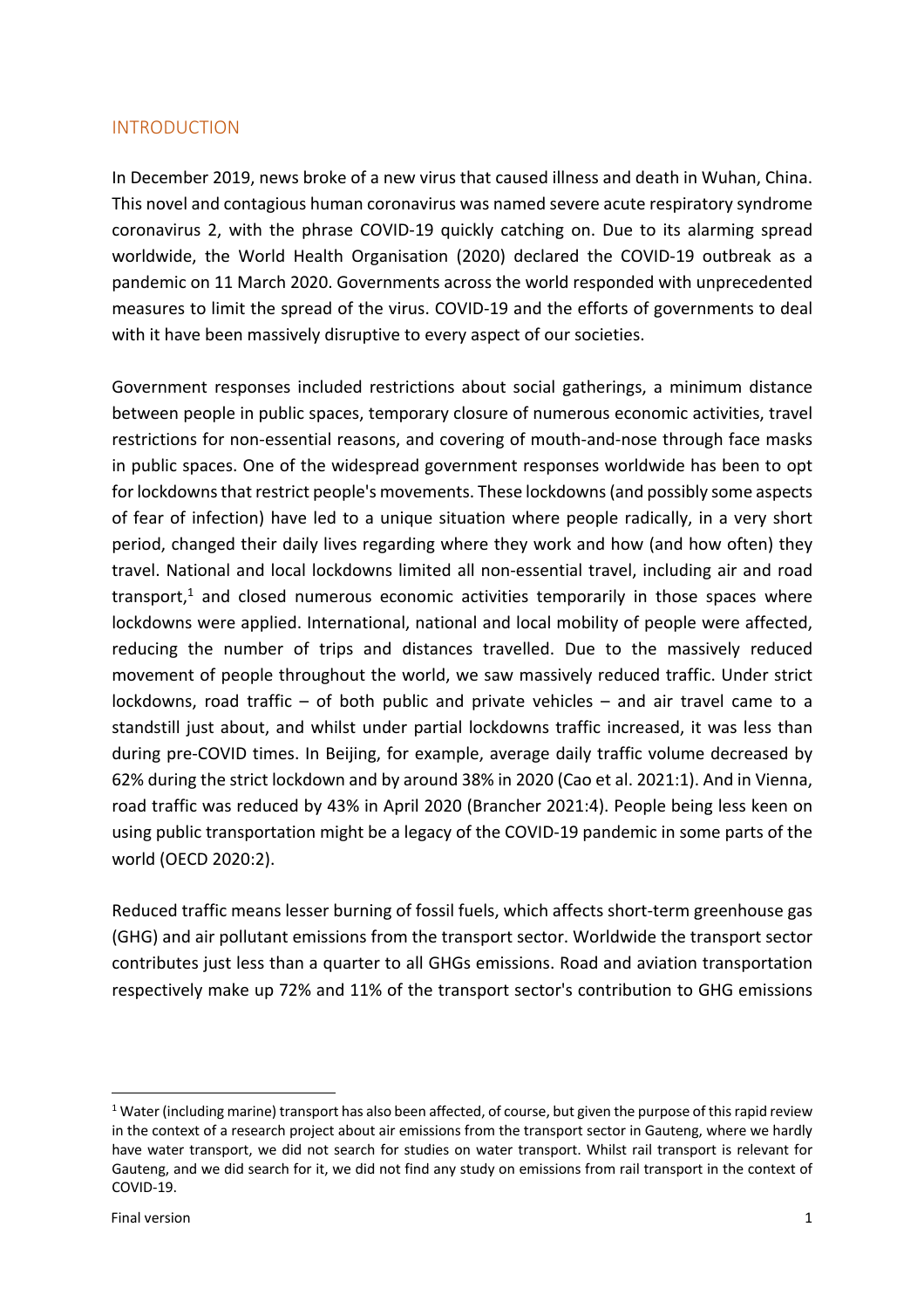## INTRODUCTION

In December 2019, news broke of a new virus that caused illness and death in Wuhan, China. This novel and contagious human coronavirus was named severe acute respiratory syndrome coronavirus 2, with the phrase COVID-19 quickly catching on. Due to its alarming spread worldwide, the World Health Organisation (2020) declared the COVID-19 outbreak as a pandemic on 11 March 2020. Governments across the world responded with unprecedented measures to limit the spread of the virus. COVID-19 and the efforts of governments to deal with it have been massively disruptive to every aspect of our societies.

Government responses included restrictions about social gatherings, a minimum distance between people in public spaces, temporary closure of numerous economic activities, travel restrictions for non-essential reasons, and covering of mouth-and-nose through face masks in public spaces. One of the widespread government responses worldwide has been to opt for lockdowns that restrict people's movements. These lockdowns (and possibly some aspects of fear of infection) have led to a unique situation where people radically, in a very short period, changed their daily lives regarding where they work and how (and how often) they travel. National and local lockdowns limited all non-essential travel, including air and road transport,[1] and closed numerous economic activities temporarily in those spaces where lockdowns were applied. International, national and local mobility of people were affected, reducing the number of trips and distances travelled. Due to the massively reduced movement of people throughout the world, we saw massively reduced traffic. Under strict lockdowns, road traffic – of both public and private vehicles – and air travel came to a standstill just about, and whilst under partial lockdowns traffic increased, it was less than during pre-COVID times. In Beijing, for example, average daily traffic volume decreased by 62% during the strict lockdown and by around 38% in 2020 (Cao et al. 2021:1). And in Vienna, road traffic was reduced by 43% in April 2020 (Brancher 2021:4). People being less keen on using public transportation might be a legacy of the COVID-19 pandemic in some parts of the world (OECD 2020:2).

Reduced traffic means lesser burning of fossil fuels, which affects short-term greenhouse gas (GHG) and air pollutant emissions from the transport sector. Worldwide the transport sector contributes just less than a quarter to all GHGs emissions. Road and aviation transportation respectively make up 72% and 11% of the transport sector's contribution to GHG emissions

---

[1] Water (including marine) transport has also been affected, of course, but given the purpose of this rapid review in the context of a research project about air emissions from the transport sector in Gauteng, where we hardly have water transport, we did not search for studies on water transport. Whilst rail transport is relevant for Gauteng, and we did search for it, we did not find any study on emissions from rail transport in the context of COVID-19.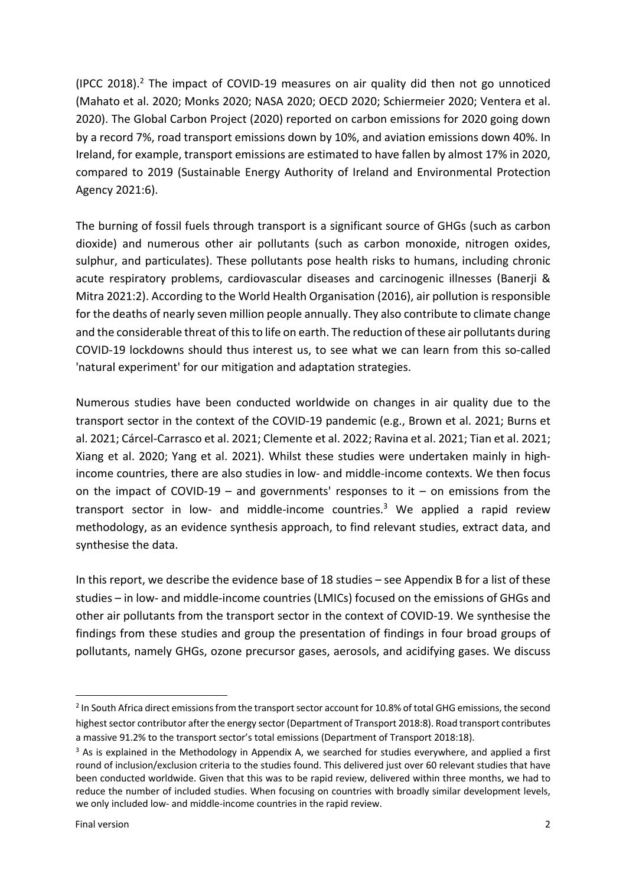(IPCC 2018).[2] The impact of COVID-19 measures on air quality did then not go unnoticed (Mahato et al. 2020; Monks 2020; NASA 2020; OECD 2020; Schiermeier 2020; Ventera et al. 2020). The Global Carbon Project (2020) reported on carbon emissions for 2020 going down by a record 7%, road transport emissions down by 10%, and aviation emissions down 40%. In Ireland, for example, transport emissions are estimated to have fallen by almost 17% in 2020, compared to 2019 (Sustainable Energy Authority of Ireland and Environmental Protection Agency 2021:6).

The burning of fossil fuels through transport is a significant source of GHGs (such as carbon dioxide) and numerous other air pollutants (such as carbon monoxide, nitrogen oxides, sulphur, and particulates). These pollutants pose health risks to humans, including chronic acute respiratory problems, cardiovascular diseases and carcinogenic illnesses (Banerji & Mitra 2021:2). According to the World Health Organisation (2016), air pollution is responsible for the deaths of nearly seven million people annually. They also contribute to climate change and the considerable threat of this to life on earth. The reduction of these air pollutants during COVID-19 lockdowns should thus interest us, to see what we can learn from this so-called 'natural experiment' for our mitigation and adaptation strategies.

Numerous studies have been conducted worldwide on changes in air quality due to the transport sector in the context of the COVID-19 pandemic (e.g., Brown et al. 2021; Burns et al. 2021; Cárcel-Carrasco et al. 2021; Clemente et al. 2022; Ravina et al. 2021; Tian et al. 2021; Xiang et al. 2020; Yang et al. 2021). Whilst these studies were undertaken mainly in high-income countries, there are also studies in low- and middle-income contexts. We then focus on the impact of COVID-19 – and governments' responses to it – on emissions from the transport sector in low- and middle-income countries.[3] We applied a rapid review methodology, as an evidence synthesis approach, to find relevant studies, extract data, and synthesise the data.

In this report, we describe the evidence base of 18 studies – see Appendix B for a list of these studies – in low- and middle-income countries (LMICs) focused on the emissions of GHGs and other air pollutants from the transport sector in the context of COVID-19. We synthesise the findings from these studies and group the presentation of findings in four broad groups of pollutants, namely GHGs, ozone precursor gases, aerosols, and acidifying gases. We discuss

---

[2] In South Africa direct emissions from the transport sector account for 10.8% of total GHG emissions, the second highest sector contributor after the energy sector (Department of Transport 2018:8). Road transport contributes a massive 91.2% to the transport sector's total emissions (Department of Transport 2018:18).

[3] As is explained in the Methodology in Appendix A, we searched for studies everywhere, and applied a first round of inclusion/exclusion criteria to the studies found. This delivered just over 60 relevant studies that have been conducted worldwide. Given that this was to be rapid review, delivered within three months, we had to reduce the number of included studies. When focusing on countries with broadly similar development levels, we only included low- and middle-income countries in the rapid review.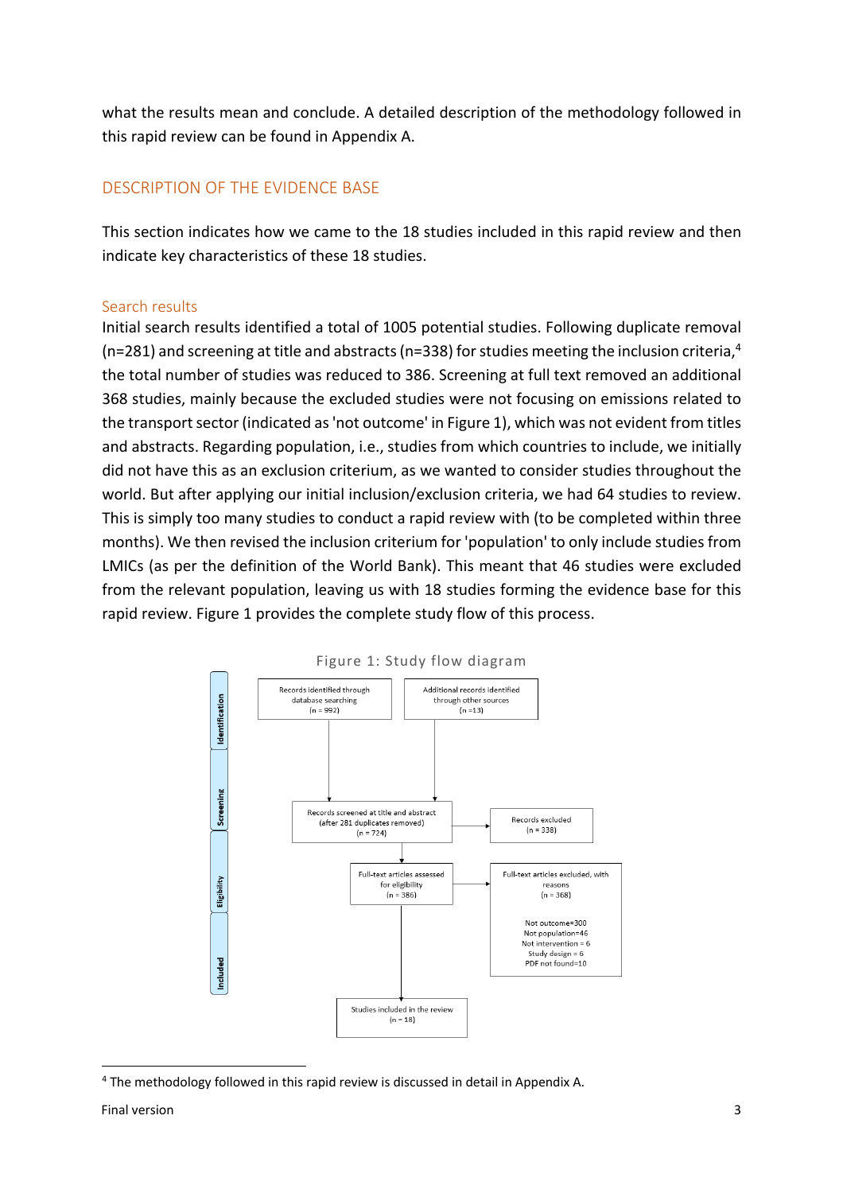what the results mean and conclude. A detailed description of the methodology followed in this rapid review can be found in Appendix A.

## DESCRIPTION OF THE EVIDENCE BASE

This section indicates how we came to the 18 studies included in this rapid review and then indicate key characteristics of these 18 studies.

### Search results

Initial search results identified a total of 1005 potential studies. Following duplicate removal (n=281) and screening at title and abstracts (n=338) for studies meeting the inclusion criteria,[4] the total number of studies was reduced to 386. Screening at full text removed an additional 368 studies, mainly because the excluded studies were not focusing on emissions related to the transport sector (indicated as 'not outcome' in Figure 1), which was not evident from titles and abstracts. Regarding population, i.e., studies from which countries to include, we initially did not have this as an exclusion criterium, as we wanted to consider studies throughout the world. But after applying our initial inclusion/exclusion criteria, we had 64 studies to review. This is simply too many studies to conduct a rapid review with (to be completed within three months). We then revised the inclusion criterium for 'population' to only include studies from LMICs (as per the definition of the World Bank). This meant that 46 studies were excluded from the relevant population, leaving us with 18 studies forming the evidence base for this rapid review. Figure 1 provides the complete study flow of this process.

Figure 1: Study flow diagram

**Identification**
- Records identified through database searching (n = 992)
- Additional records identified through other sources (n =13)

**Screening**
- Records screened at title and abstract (after 281 duplicates removed) (n = 724)
- Records excluded (n = 338)

**Eligibility**
- Full-text articles assessed for eligibility (n = 386)
- Full-text articles excluded, with reasons (n = 368)
  - Not outcome=300
  - Not population=46
  - Not intervention = 6
  - Study design = 6
  - PDF not found=10

**Included**
- Studies included in the review (n = 18)

[4] The methodology followed in this rapid review is discussed in detail in Appendix A.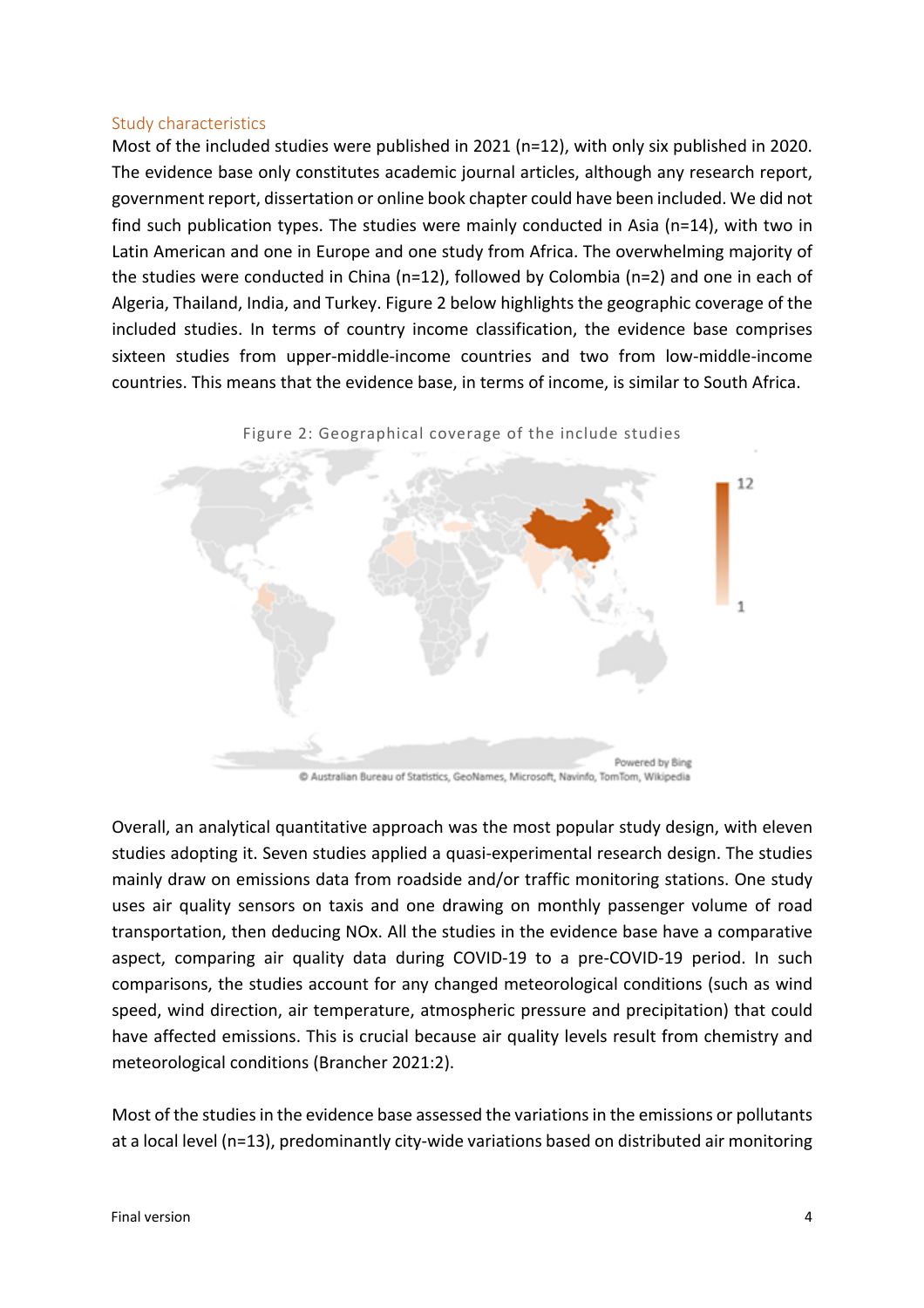### Study characteristics

Most of the included studies were published in 2021 (n=12), with only six published in 2020. The evidence base only constitutes academic journal articles, although any research report, government report, dissertation or online book chapter could have been included. We did not find such publication types. The studies were mainly conducted in Asia (n=14), with two in Latin American and one in Europe and one study from Africa. The overwhelming majority of the studies were conducted in China (n=12), followed by Colombia (n=2) and one in each of Algeria, Thailand, India, and Turkey. Figure 2 below highlights the geographic coverage of the included studies. In terms of country income classification, the evidence base comprises sixteen studies from upper-middle-income countries and two from low-middle-income countries. This means that the evidence base, in terms of income, is similar to South Africa.

Figure 2: Geographical coverage of the include studies

Overall, an analytical quantitative approach was the most popular study design, with eleven studies adopting it. Seven studies applied a quasi-experimental research design. The studies mainly draw on emissions data from roadside and/or traffic monitoring stations. One study uses air quality sensors on taxis and one drawing on monthly passenger volume of road transportation, then deducing NOx. All the studies in the evidence base have a comparative aspect, comparing air quality data during COVID-19 to a pre-COVID-19 period. In such comparisons, the studies account for any changed meteorological conditions (such as wind speed, wind direction, air temperature, atmospheric pressure and precipitation) that could have affected emissions. This is crucial because air quality levels result from chemistry and meteorological conditions (Brancher 2021:2).

Most of the studies in the evidence base assessed the variations in the emissions or pollutants at a local level (n=13), predominantly city-wide variations based on distributed air monitoring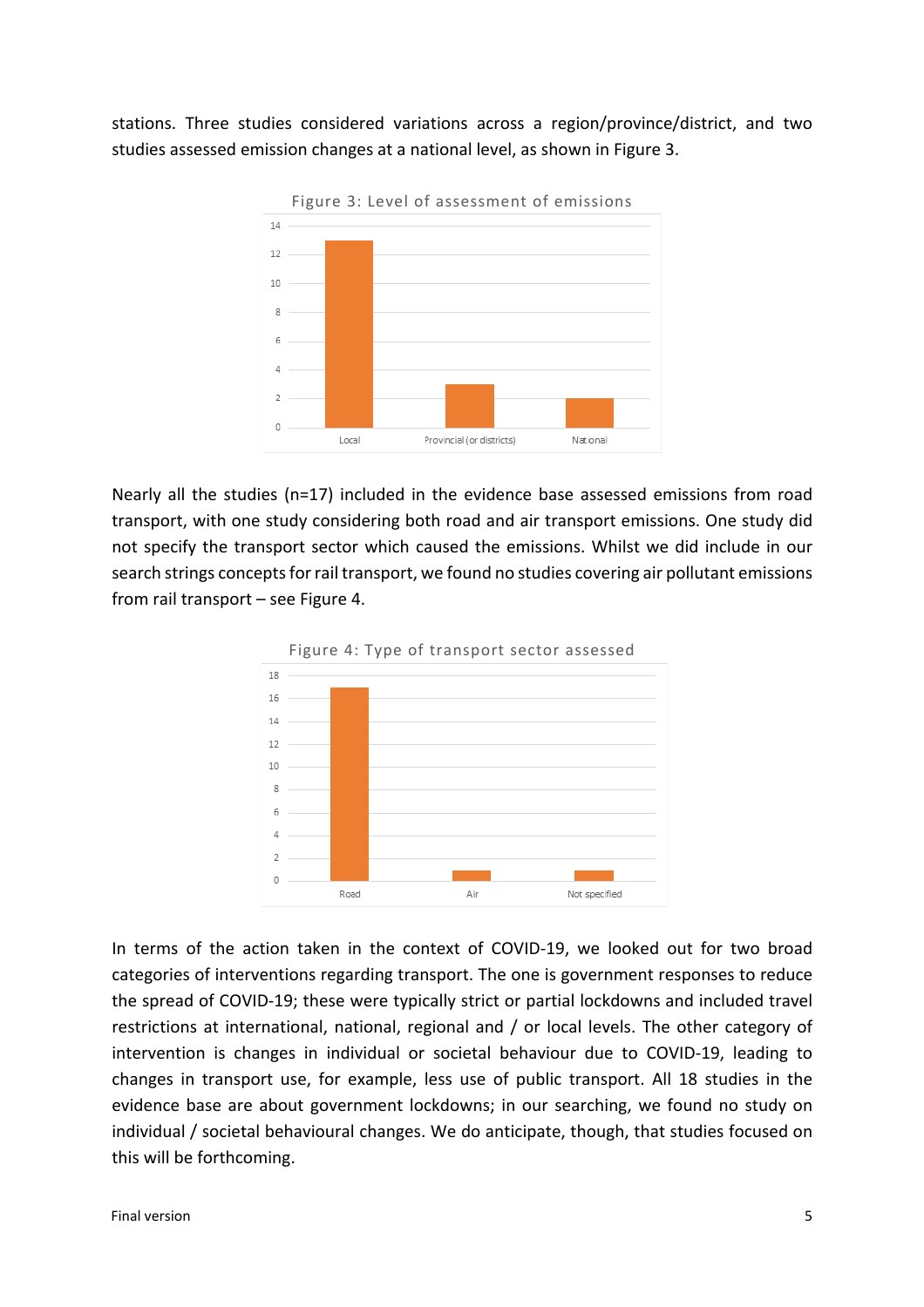stations. Three studies considered variations across a region/province/district, and two studies assessed emission changes at a national level, as shown in Figure 3.

Figure 3: Level of assessment of emissions

| Level | Number of studies |
| --- | --- |
| Local | 13 |
| Provincial (or districts) | 3 |
| National | 2 |

Nearly all the studies (n=17) included in the evidence base assessed emissions from road transport, with one study considering both road and air transport emissions. One study did not specify the transport sector which caused the emissions. Whilst we did include in our search strings concepts for rail transport, we found no studies covering air pollutant emissions from rail transport – see Figure 4.

Figure 4: Type of transport sector assessed

| Transport sector | Number of studies |
| --- | --- |
| Road | 17 |
| Air | 1 |
| Not specified | 1 |

In terms of the action taken in the context of COVID-19, we looked out for two broad categories of interventions regarding transport. The one is government responses to reduce the spread of COVID-19; these were typically strict or partial lockdowns and included travel restrictions at international, national, regional and / or local levels. The other category of intervention is changes in individual or societal behaviour due to COVID-19, leading to changes in transport use, for example, less use of public transport. All 18 studies in the evidence base are about government lockdowns; in our searching, we found no study on individual / societal behavioural changes. We do anticipate, though, that studies focused on this will be forthcoming.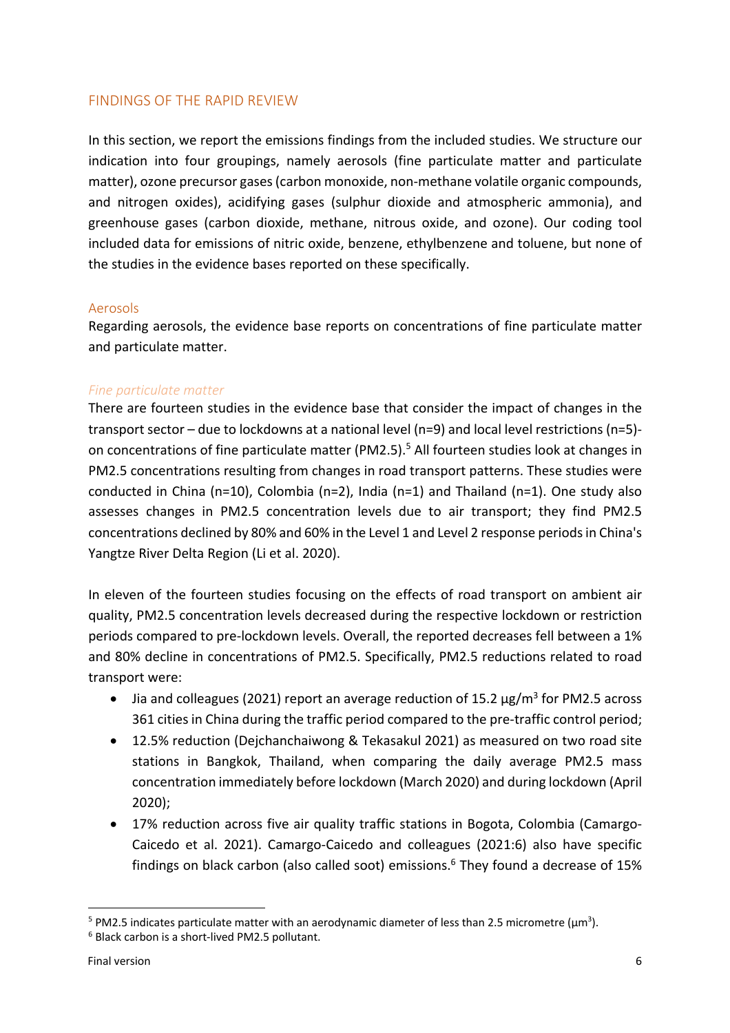## FINDINGS OF THE RAPID REVIEW

In this section, we report the emissions findings from the included studies. We structure our indication into four groupings, namely aerosols (fine particulate matter and particulate matter), ozone precursor gases (carbon monoxide, non-methane volatile organic compounds, and nitrogen oxides), acidifying gases (sulphur dioxide and atmospheric ammonia), and greenhouse gases (carbon dioxide, methane, nitrous oxide, and ozone). Our coding tool included data for emissions of nitric oxide, benzene, ethylbenzene and toluene, but none of the studies in the evidence bases reported on these specifically.

### Aerosols

Regarding aerosols, the evidence base reports on concentrations of fine particulate matter and particulate matter.

#### *Fine particulate matter*

There are fourteen studies in the evidence base that consider the impact of changes in the transport sector – due to lockdowns at a national level (n=9) and local level restrictions (n=5)- on concentrations of fine particulate matter (PM2.5).[5] All fourteen studies look at changes in PM2.5 concentrations resulting from changes in road transport patterns. These studies were conducted in China (n=10), Colombia (n=2), India (n=1) and Thailand (n=1). One study also assesses changes in PM2.5 concentration levels due to air transport; they find PM2.5 concentrations declined by 80% and 60% in the Level 1 and Level 2 response periods in China's Yangtze River Delta Region (Li et al. 2020).

In eleven of the fourteen studies focusing on the effects of road transport on ambient air quality, PM2.5 concentration levels decreased during the respective lockdown or restriction periods compared to pre-lockdown levels. Overall, the reported decreases fell between a 1% and 80% decline in concentrations of PM2.5. Specifically, PM2.5 reductions related to road transport were:

- Jia and colleagues (2021) report an average reduction of 15.2 μg/m$^3$ for PM2.5 across 361 cities in China during the traffic period compared to the pre-traffic control period;
- 12.5% reduction (Dejchanchaiwong & Tekasakul 2021) as measured on two road site stations in Bangkok, Thailand, when comparing the daily average PM2.5 mass concentration immediately before lockdown (March 2020) and during lockdown (April 2020);
- 17% reduction across five air quality traffic stations in Bogota, Colombia (Camargo-Caicedo et al. 2021). Camargo-Caicedo and colleagues (2021:6) also have specific findings on black carbon (also called soot) emissions.[6] They found a decrease of 15%

---

[5] PM2.5 indicates particulate matter with an aerodynamic diameter of less than 2.5 micrometre (μm$^3$).

[6] Black carbon is a short-lived PM2.5 pollutant.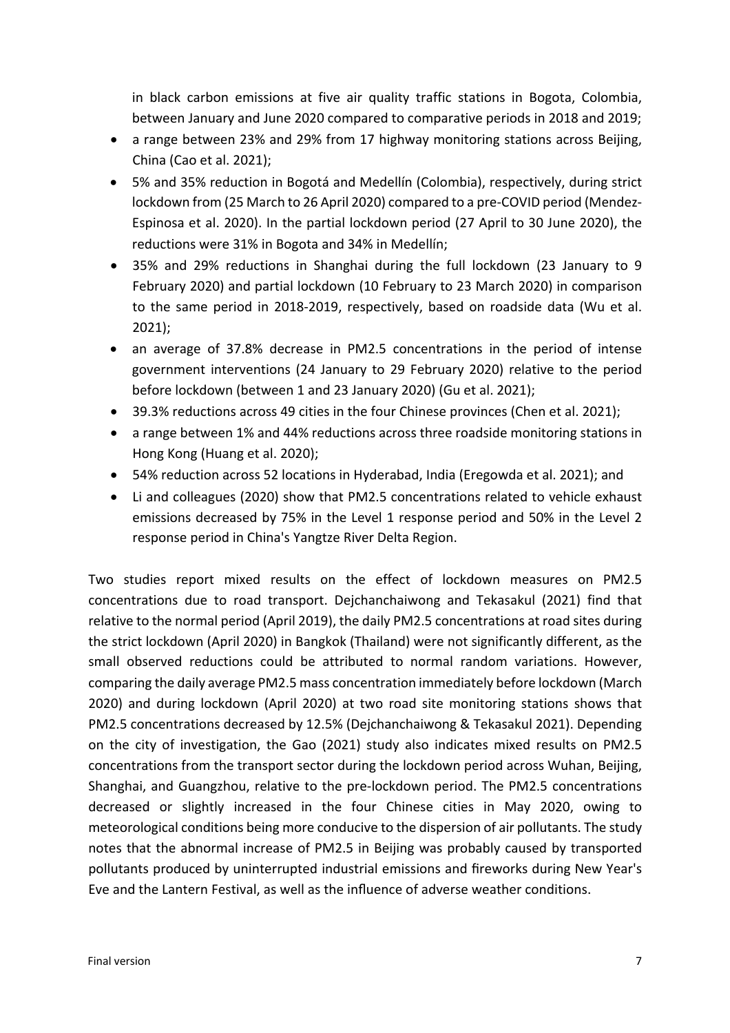in black carbon emissions at five air quality traffic stations in Bogota, Colombia, between January and June 2020 compared to comparative periods in 2018 and 2019;

- a range between 23% and 29% from 17 highway monitoring stations across Beijing, China (Cao et al. 2021);
- 5% and 35% reduction in Bogotá and Medellín (Colombia), respectively, during strict lockdown from (25 March to 26 April 2020) compared to a pre-COVID period (Mendez-Espinosa et al. 2020). In the partial lockdown period (27 April to 30 June 2020), the reductions were 31% in Bogota and 34% in Medellín;
- 35% and 29% reductions in Shanghai during the full lockdown (23 January to 9 February 2020) and partial lockdown (10 February to 23 March 2020) in comparison to the same period in 2018-2019, respectively, based on roadside data (Wu et al. 2021);
- an average of 37.8% decrease in PM2.5 concentrations in the period of intense government interventions (24 January to 29 February 2020) relative to the period before lockdown (between 1 and 23 January 2020) (Gu et al. 2021);
- 39.3% reductions across 49 cities in the four Chinese provinces (Chen et al. 2021);
- a range between 1% and 44% reductions across three roadside monitoring stations in Hong Kong (Huang et al. 2020);
- 54% reduction across 52 locations in Hyderabad, India (Eregowda et al. 2021); and
- Li and colleagues (2020) show that PM2.5 concentrations related to vehicle exhaust emissions decreased by 75% in the Level 1 response period and 50% in the Level 2 response period in China's Yangtze River Delta Region.

Two studies report mixed results on the effect of lockdown measures on PM2.5 concentrations due to road transport. Dejchanchaiwong and Tekasakul (2021) find that relative to the normal period (April 2019), the daily PM2.5 concentrations at road sites during the strict lockdown (April 2020) in Bangkok (Thailand) were not significantly different, as the small observed reductions could be attributed to normal random variations. However, comparing the daily average PM2.5 mass concentration immediately before lockdown (March 2020) and during lockdown (April 2020) at two road site monitoring stations shows that PM2.5 concentrations decreased by 12.5% (Dejchanchaiwong & Tekasakul 2021). Depending on the city of investigation, the Gao (2021) study also indicates mixed results on PM2.5 concentrations from the transport sector during the lockdown period across Wuhan, Beijing, Shanghai, and Guangzhou, relative to the pre-lockdown period. The PM2.5 concentrations decreased or slightly increased in the four Chinese cities in May 2020, owing to meteorological conditions being more conducive to the dispersion of air pollutants. The study notes that the abnormal increase of PM2.5 in Beijing was probably caused by transported pollutants produced by uninterrupted industrial emissions and fireworks during New Year's Eve and the Lantern Festival, as well as the influence of adverse weather conditions.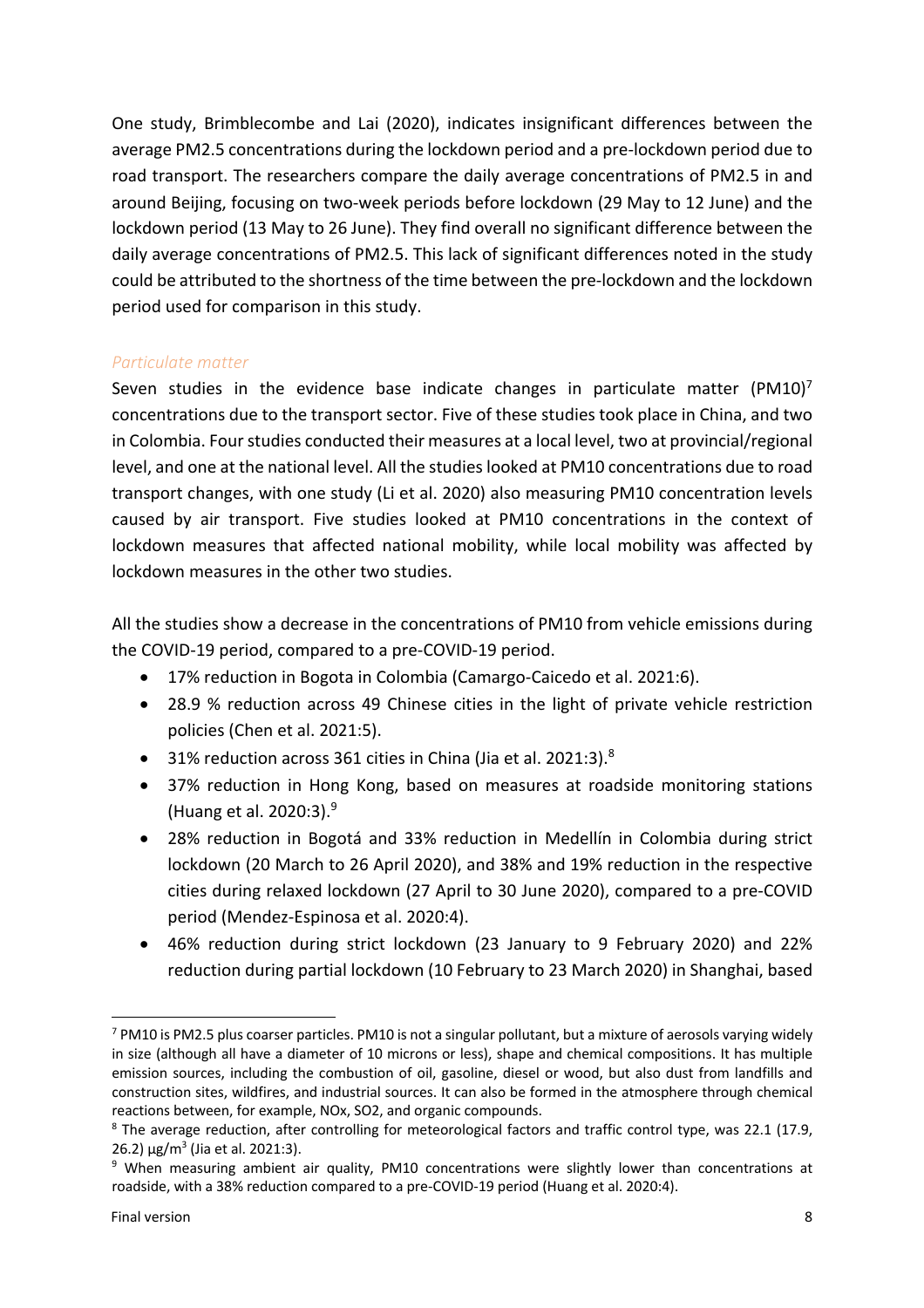One study, Brimblecombe and Lai (2020), indicates insignificant differences between the average PM2.5 concentrations during the lockdown period and a pre-lockdown period due to road transport. The researchers compare the daily average concentrations of PM2.5 in and around Beijing, focusing on two-week periods before lockdown (29 May to 12 June) and the lockdown period (13 May to 26 June). They find overall no significant difference between the daily average concentrations of PM2.5. This lack of significant differences noted in the study could be attributed to the shortness of the time between the pre-lockdown and the lockdown period used for comparison in this study.

### *Particulate matter*

Seven studies in the evidence base indicate changes in particulate matter (PM10)[7] concentrations due to the transport sector. Five of these studies took place in China, and two in Colombia. Four studies conducted their measures at a local level, two at provincial/regional level, and one at the national level. All the studies looked at PM10 concentrations due to road transport changes, with one study (Li et al. 2020) also measuring PM10 concentration levels caused by air transport. Five studies looked at PM10 concentrations in the context of lockdown measures that affected national mobility, while local mobility was affected by lockdown measures in the other two studies.

All the studies show a decrease in the concentrations of PM10 from vehicle emissions during the COVID-19 period, compared to a pre-COVID-19 period.

- 17% reduction in Bogota in Colombia (Camargo-Caicedo et al. 2021:6).
- 28.9 % reduction across 49 Chinese cities in the light of private vehicle restriction policies (Chen et al. 2021:5).
- 31% reduction across 361 cities in China (Jia et al. 2021:3).[8]
- 37% reduction in Hong Kong, based on measures at roadside monitoring stations (Huang et al. 2020:3).[9]
- 28% reduction in Bogotá and 33% reduction in Medellín in Colombia during strict lockdown (20 March to 26 April 2020), and 38% and 19% reduction in the respective cities during relaxed lockdown (27 April to 30 June 2020), compared to a pre-COVID period (Mendez-Espinosa et al. 2020:4).
- 46% reduction during strict lockdown (23 January to 9 February 2020) and 22% reduction during partial lockdown (10 February to 23 March 2020) in Shanghai, based

---

[7] PM10 is PM2.5 plus coarser particles. PM10 is not a singular pollutant, but a mixture of aerosols varying widely in size (although all have a diameter of 10 microns or less), shape and chemical compositions. It has multiple emission sources, including the combustion of oil, gasoline, diesel or wood, but also dust from landfills and construction sites, wildfires, and industrial sources. It can also be formed in the atmosphere through chemical reactions between, for example, NOx, SO2, and organic compounds.

[8] The average reduction, after controlling for meteorological factors and traffic control type, was 22.1 (17.9, 26.2) $\mu g/m^3$ (Jia et al. 2021:3).

[9] When measuring ambient air quality, PM10 concentrations were slightly lower than concentrations at roadside, with a 38% reduction compared to a pre-COVID-19 period (Huang et al. 2020:4).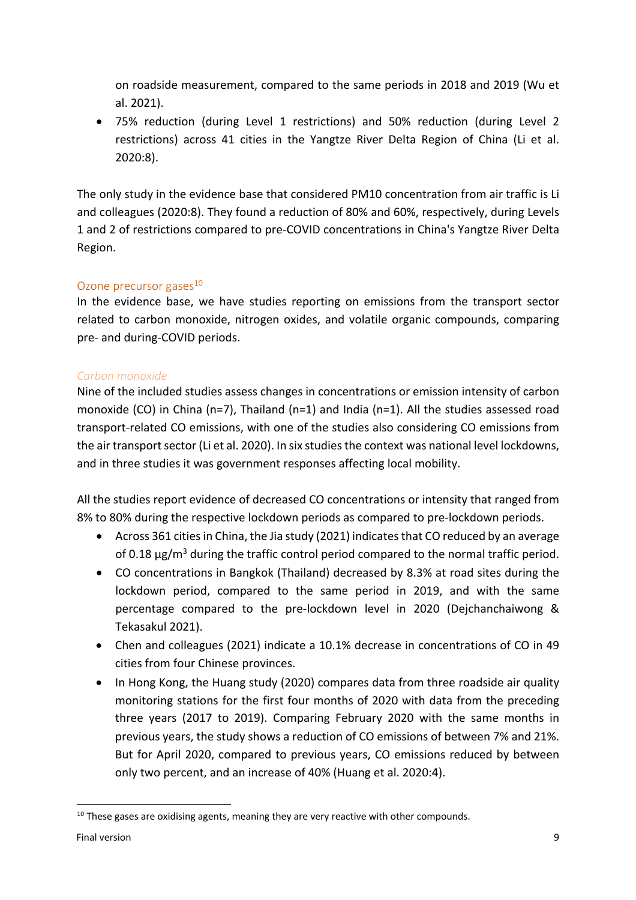on roadside measurement, compared to the same periods in 2018 and 2019 (Wu et al. 2021).

- 75% reduction (during Level 1 restrictions) and 50% reduction (during Level 2 restrictions) across 41 cities in the Yangtze River Delta Region of China (Li et al. 2020:8).

The only study in the evidence base that considered PM10 concentration from air traffic is Li and colleagues (2020:8). They found a reduction of 80% and 60%, respectively, during Levels 1 and 2 of restrictions compared to pre-COVID concentrations in China's Yangtze River Delta Region.

### Ozone precursor gases[10]

In the evidence base, we have studies reporting on emissions from the transport sector related to carbon monoxide, nitrogen oxides, and volatile organic compounds, comparing pre- and during-COVID periods.

#### *Carbon monoxide*

Nine of the included studies assess changes in concentrations or emission intensity of carbon monoxide (CO) in China (n=7), Thailand (n=1) and India (n=1). All the studies assessed road transport-related CO emissions, with one of the studies also considering CO emissions from the air transport sector (Li et al. 2020). In six studies the context was national level lockdowns, and in three studies it was government responses affecting local mobility.

All the studies report evidence of decreased CO concentrations or intensity that ranged from 8% to 80% during the respective lockdown periods as compared to pre-lockdown periods.

- Across 361 cities in China, the Jia study (2021) indicates that CO reduced by an average of 0.18 $\mu g/m^3$ during the traffic control period compared to the normal traffic period.
- CO concentrations in Bangkok (Thailand) decreased by 8.3% at road sites during the lockdown period, compared to the same period in 2019, and with the same percentage compared to the pre-lockdown level in 2020 (Dejchanchaiwong & Tekasakul 2021).
- Chen and colleagues (2021) indicate a 10.1% decrease in concentrations of CO in 49 cities from four Chinese provinces.
- In Hong Kong, the Huang study (2020) compares data from three roadside air quality monitoring stations for the first four months of 2020 with data from the preceding three years (2017 to 2019). Comparing February 2020 with the same months in previous years, the study shows a reduction of CO emissions of between 7% and 21%. But for April 2020, compared to previous years, CO emissions reduced by between only two percent, and an increase of 40% (Huang et al. 2020:4).

[10] These gases are oxidising agents, meaning they are very reactive with other compounds.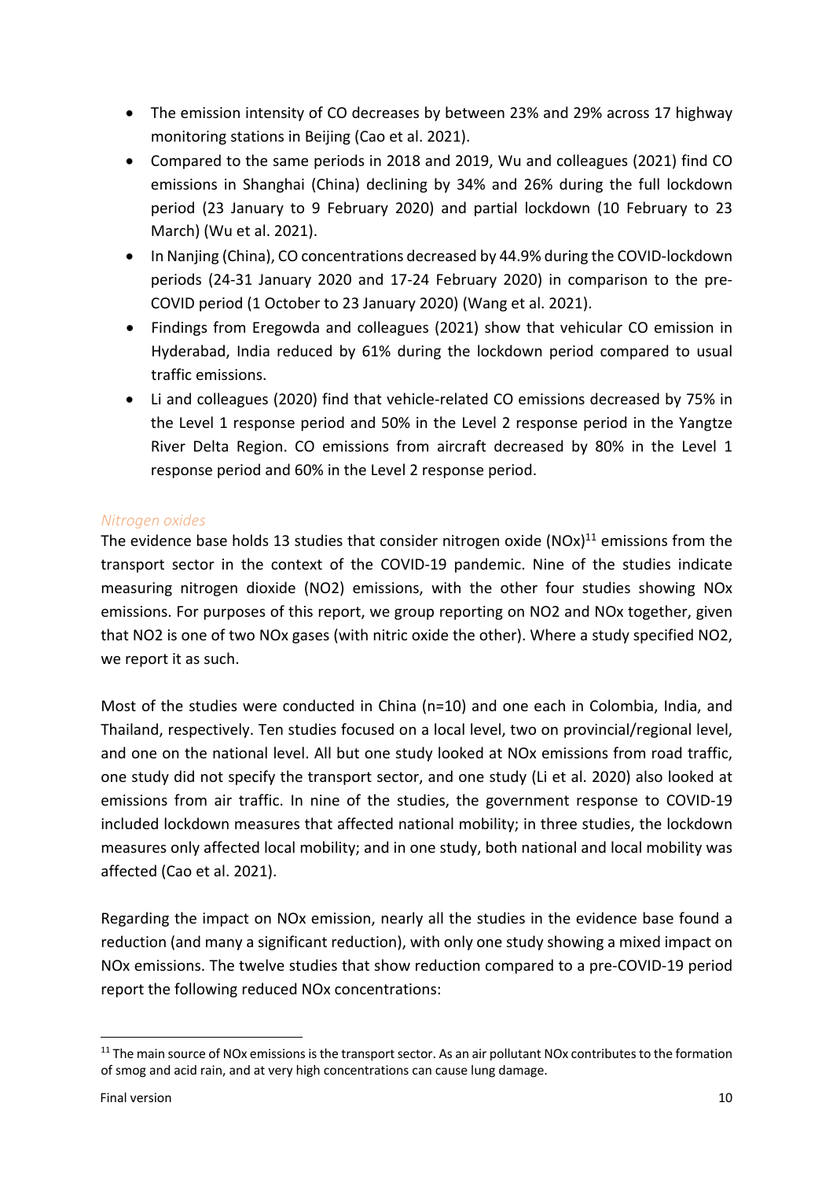- The emission intensity of CO decreases by between 23% and 29% across 17 highway monitoring stations in Beijing (Cao et al. 2021).
- Compared to the same periods in 2018 and 2019, Wu and colleagues (2021) find CO emissions in Shanghai (China) declining by 34% and 26% during the full lockdown period (23 January to 9 February 2020) and partial lockdown (10 February to 23 March) (Wu et al. 2021).
- In Nanjing (China), CO concentrations decreased by 44.9% during the COVID-lockdown periods (24-31 January 2020 and 17-24 February 2020) in comparison to the pre-COVID period (1 October to 23 January 2020) (Wang et al. 2021).
- Findings from Eregowda and colleagues (2021) show that vehicular CO emission in Hyderabad, India reduced by 61% during the lockdown period compared to usual traffic emissions.
- Li and colleagues (2020) find that vehicle-related CO emissions decreased by 75% in the Level 1 response period and 50% in the Level 2 response period in the Yangtze River Delta Region. CO emissions from aircraft decreased by 80% in the Level 1 response period and 60% in the Level 2 response period.

*Nitrogen oxides*

The evidence base holds 13 studies that consider nitrogen oxide (NOx)[11] emissions from the transport sector in the context of the COVID-19 pandemic. Nine of the studies indicate measuring nitrogen dioxide (NO2) emissions, with the other four studies showing NOx emissions. For purposes of this report, we group reporting on NO2 and NOx together, given that NO2 is one of two NOx gases (with nitric oxide the other). Where a study specified NO2, we report it as such.

Most of the studies were conducted in China (n=10) and one each in Colombia, India, and Thailand, respectively. Ten studies focused on a local level, two on provincial/regional level, and one on the national level. All but one study looked at NOx emissions from road traffic, one study did not specify the transport sector, and one study (Li et al. 2020) also looked at emissions from air traffic. In nine of the studies, the government response to COVID-19 included lockdown measures that affected national mobility; in three studies, the lockdown measures only affected local mobility; and in one study, both national and local mobility was affected (Cao et al. 2021).

Regarding the impact on NOx emission, nearly all the studies in the evidence base found a reduction (and many a significant reduction), with only one study showing a mixed impact on NOx emissions. The twelve studies that show reduction compared to a pre-COVID-19 period report the following reduced NOx concentrations:

[11] The main source of NOx emissions is the transport sector. As an air pollutant NOx contributes to the formation of smog and acid rain, and at very high concentrations can cause lung damage.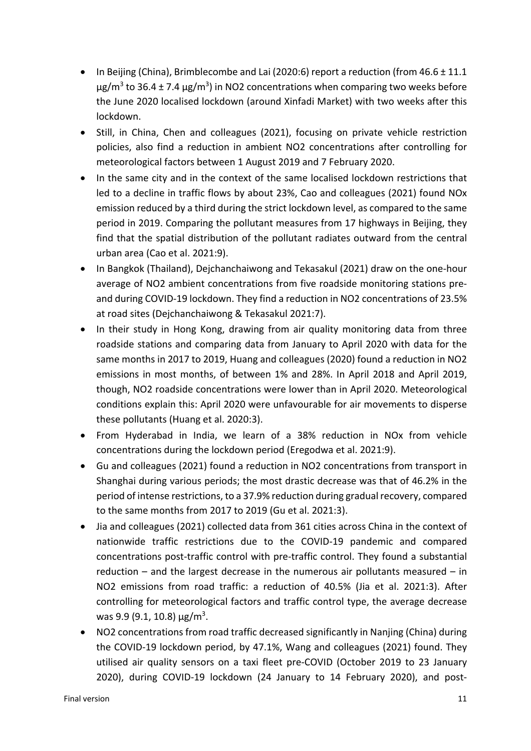- In Beijing (China), Brimblecombe and Lai (2020:6) report a reduction (from 46.6 ± 11.1 $\mu g/m^3$ to 36.4 ± 7.4 $\mu g/m^3$) in NO2 concentrations when comparing two weeks before the June 2020 localised lockdown (around Xinfadi Market) with two weeks after this lockdown.
- Still, in China, Chen and colleagues (2021), focusing on private vehicle restriction policies, also find a reduction in ambient NO2 concentrations after controlling for meteorological factors between 1 August 2019 and 7 February 2020.
- In the same city and in the context of the same localised lockdown restrictions that led to a decline in traffic flows by about 23%, Cao and colleagues (2021) found NOx emission reduced by a third during the strict lockdown level, as compared to the same period in 2019. Comparing the pollutant measures from 17 highways in Beijing, they find that the spatial distribution of the pollutant radiates outward from the central urban area (Cao et al. 2021:9).
- In Bangkok (Thailand), Dejchanchaiwong and Tekasakul (2021) draw on the one-hour average of NO2 ambient concentrations from five roadside monitoring stations pre- and during COVID-19 lockdown. They find a reduction in NO2 concentrations of 23.5% at road sites (Dejchanchaiwong & Tekasakul 2021:7).
- In their study in Hong Kong, drawing from air quality monitoring data from three roadside stations and comparing data from January to April 2020 with data for the same months in 2017 to 2019, Huang and colleagues (2020) found a reduction in NO2 emissions in most months, of between 1% and 28%. In April 2018 and April 2019, though, NO2 roadside concentrations were lower than in April 2020. Meteorological conditions explain this: April 2020 were unfavourable for air movements to disperse these pollutants (Huang et al. 2020:3).
- From Hyderabad in India, we learn of a 38% reduction in NOx from vehicle concentrations during the lockdown period (Eregodwa et al. 2021:9).
- Gu and colleagues (2021) found a reduction in NO2 concentrations from transport in Shanghai during various periods; the most drastic decrease was that of 46.2% in the period of intense restrictions, to a 37.9% reduction during gradual recovery, compared to the same months from 2017 to 2019 (Gu et al. 2021:3).
- Jia and colleagues (2021) collected data from 361 cities across China in the context of nationwide traffic restrictions due to the COVID-19 pandemic and compared concentrations post-traffic control with pre-traffic control. They found a substantial reduction – and the largest decrease in the numerous air pollutants measured – in NO2 emissions from road traffic: a reduction of 40.5% (Jia et al. 2021:3). After controlling for meteorological factors and traffic control type, the average decrease was 9.9 (9.1, 10.8) $\mu g/m^3$.
- NO2 concentrations from road traffic decreased significantly in Nanjing (China) during the COVID-19 lockdown period, by 47.1%, Wang and colleagues (2021) found. They utilised air quality sensors on a taxi fleet pre-COVID (October 2019 to 23 January 2020), during COVID-19 lockdown (24 January to 14 February 2020), and post-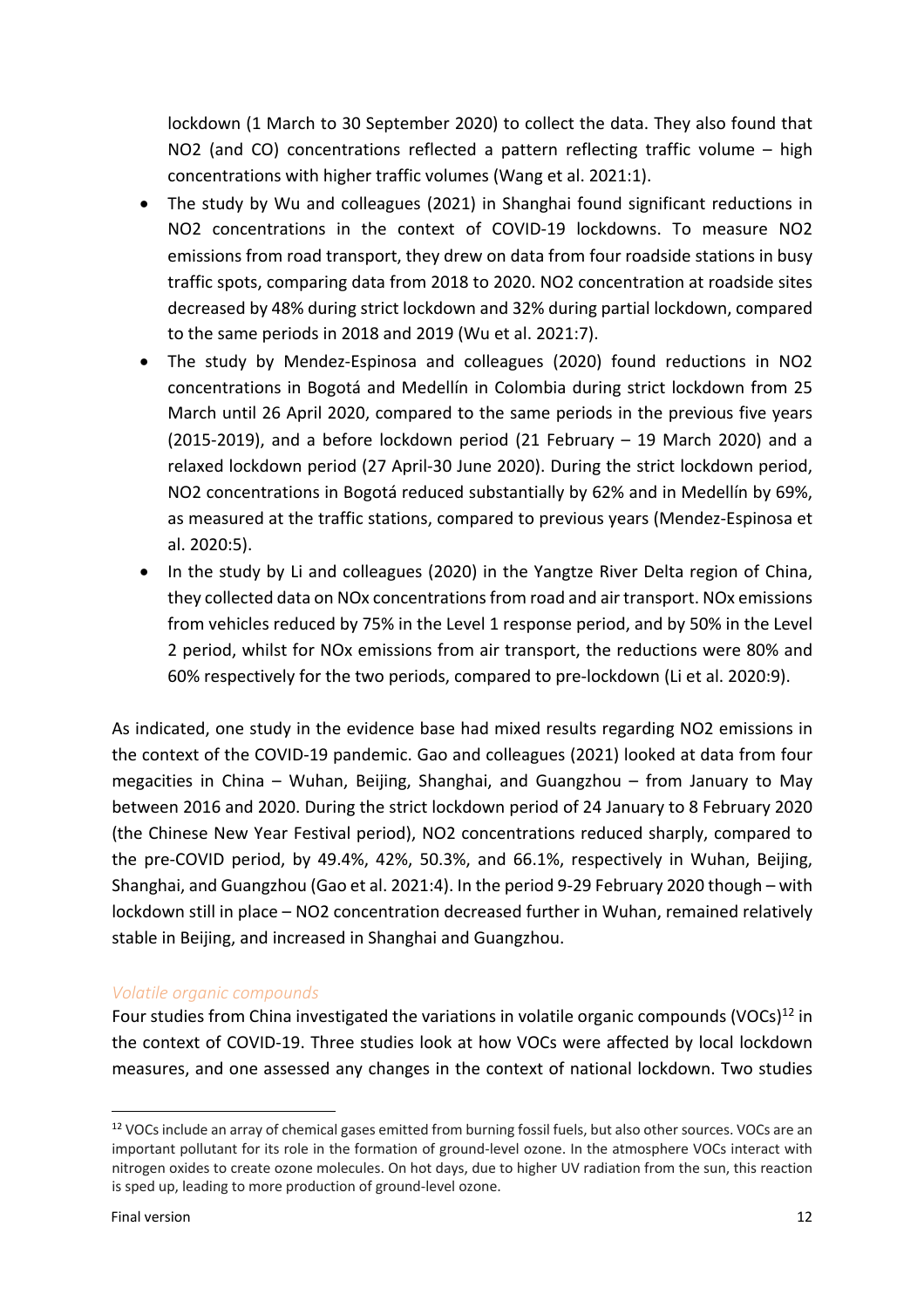lockdown (1 March to 30 September 2020) to collect the data. They also found that NO2 (and CO) concentrations reflected a pattern reflecting traffic volume – high concentrations with higher traffic volumes (Wang et al. 2021:1).

- The study by Wu and colleagues (2021) in Shanghai found significant reductions in NO2 concentrations in the context of COVID-19 lockdowns. To measure NO2 emissions from road transport, they drew on data from four roadside stations in busy traffic spots, comparing data from 2018 to 2020. NO2 concentration at roadside sites decreased by 48% during strict lockdown and 32% during partial lockdown, compared to the same periods in 2018 and 2019 (Wu et al. 2021:7).
- The study by Mendez-Espinosa and colleagues (2020) found reductions in NO2 concentrations in Bogotá and Medellín in Colombia during strict lockdown from 25 March until 26 April 2020, compared to the same periods in the previous five years (2015-2019), and a before lockdown period (21 February – 19 March 2020) and a relaxed lockdown period (27 April-30 June 2020). During the strict lockdown period, NO2 concentrations in Bogotá reduced substantially by 62% and in Medellín by 69%, as measured at the traffic stations, compared to previous years (Mendez-Espinosa et al. 2020:5).
- In the study by Li and colleagues (2020) in the Yangtze River Delta region of China, they collected data on NOx concentrations from road and air transport. NOx emissions from vehicles reduced by 75% in the Level 1 response period, and by 50% in the Level 2 period, whilst for NOx emissions from air transport, the reductions were 80% and 60% respectively for the two periods, compared to pre-lockdown (Li et al. 2020:9).

As indicated, one study in the evidence base had mixed results regarding NO2 emissions in the context of the COVID-19 pandemic. Gao and colleagues (2021) looked at data from four megacities in China – Wuhan, Beijing, Shanghai, and Guangzhou – from January to May between 2016 and 2020. During the strict lockdown period of 24 January to 8 February 2020 (the Chinese New Year Festival period), NO2 concentrations reduced sharply, compared to the pre-COVID period, by 49.4%, 42%, 50.3%, and 66.1%, respectively in Wuhan, Beijing, Shanghai, and Guangzhou (Gao et al. 2021:4). In the period 9-29 February 2020 though – with lockdown still in place – NO2 concentration decreased further in Wuhan, remained relatively stable in Beijing, and increased in Shanghai and Guangzhou.

*Volatile organic compounds*

Four studies from China investigated the variations in volatile organic compounds (VOCs)[12] in the context of COVID-19. Three studies look at how VOCs were affected by local lockdown measures, and one assessed any changes in the context of national lockdown. Two studies

[12] VOCs include an array of chemical gases emitted from burning fossil fuels, but also other sources. VOCs are an important pollutant for its role in the formation of ground-level ozone. In the atmosphere VOCs interact with nitrogen oxides to create ozone molecules. On hot days, due to higher UV radiation from the sun, this reaction is sped up, leading to more production of ground-level ozone.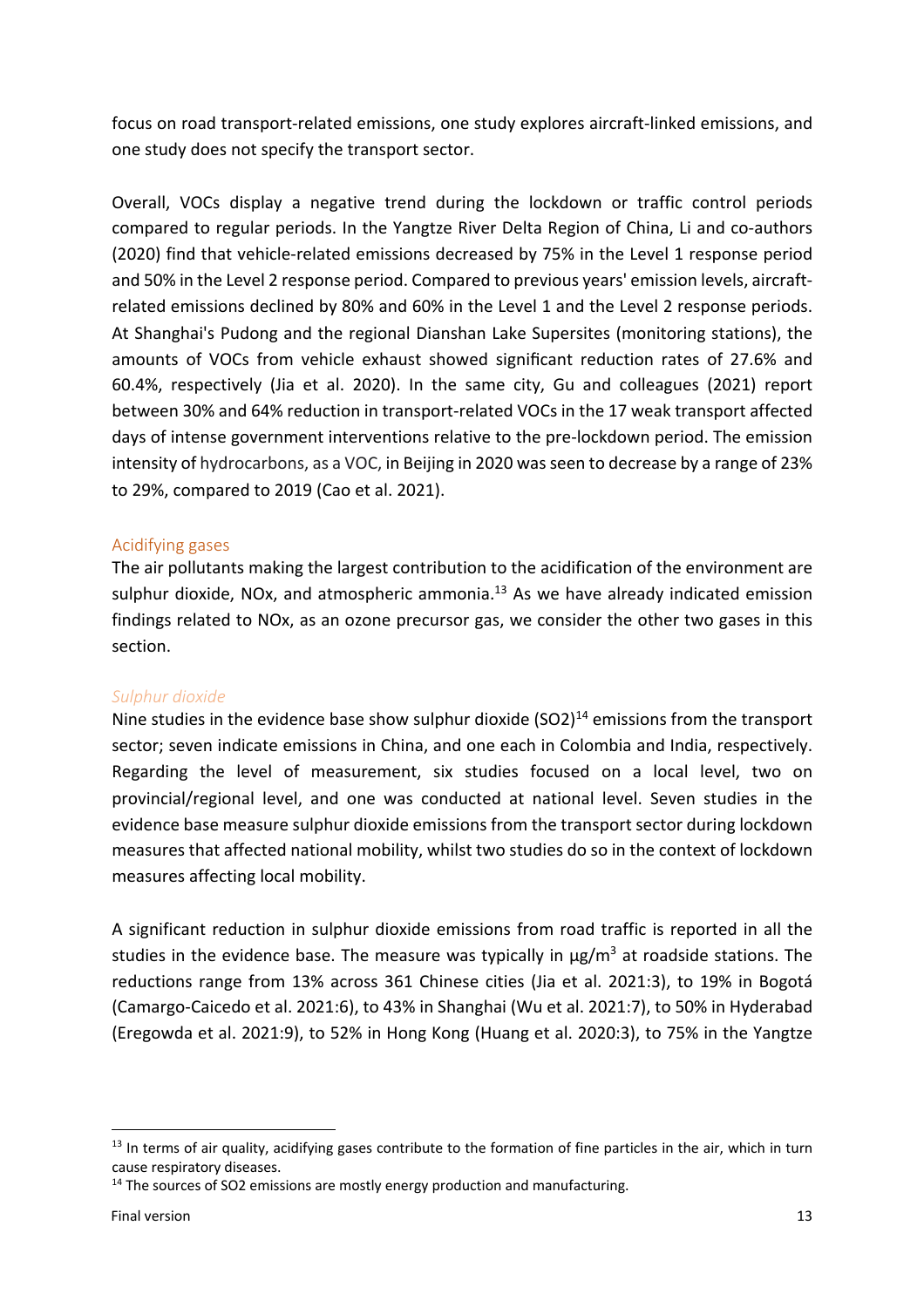focus on road transport-related emissions, one study explores aircraft-linked emissions, and one study does not specify the transport sector.

Overall, VOCs display a negative trend during the lockdown or traffic control periods compared to regular periods. In the Yangtze River Delta Region of China, Li and co-authors (2020) find that vehicle-related emissions decreased by 75% in the Level 1 response period and 50% in the Level 2 response period. Compared to previous years' emission levels, aircraft-related emissions declined by 80% and 60% in the Level 1 and the Level 2 response periods. At Shanghai's Pudong and the regional Dianshan Lake Supersites (monitoring stations), the amounts of VOCs from vehicle exhaust showed significant reduction rates of 27.6% and 60.4%, respectively (Jia et al. 2020). In the same city, Gu and colleagues (2021) report between 30% and 64% reduction in transport-related VOCs in the 17 weak transport affected days of intense government interventions relative to the pre-lockdown period. The emission intensity of hydrocarbons, as a VOC, in Beijing in 2020 was seen to decrease by a range of 23% to 29%, compared to 2019 (Cao et al. 2021).

### Acidifying gases

The air pollutants making the largest contribution to the acidification of the environment are sulphur dioxide, NOx, and atmospheric ammonia.[13] As we have already indicated emission findings related to NOx, as an ozone precursor gas, we consider the other two gases in this section.

#### *Sulphur dioxide*

Nine studies in the evidence base show sulphur dioxide ($SO2$)[14] emissions from the transport sector; seven indicate emissions in China, and one each in Colombia and India, respectively. Regarding the level of measurement, six studies focused on a local level, two on provincial/regional level, and one was conducted at national level. Seven studies in the evidence base measure sulphur dioxide emissions from the transport sector during lockdown measures that affected national mobility, whilst two studies do so in the context of lockdown measures affecting local mobility.

A significant reduction in sulphur dioxide emissions from road traffic is reported in all the studies in the evidence base. The measure was typically in $\mu g/m^3$ at roadside stations. The reductions range from 13% across 361 Chinese cities (Jia et al. 2021:3), to 19% in Bogotá (Camargo-Caicedo et al. 2021:6), to 43% in Shanghai (Wu et al. 2021:7), to 50% in Hyderabad (Eregowda et al. 2021:9), to 52% in Hong Kong (Huang et al. 2020:3), to 75% in the Yangtze

[13] In terms of air quality, acidifying gases contribute to the formation of fine particles in the air, which in turn cause respiratory diseases.

[14] The sources of SO2 emissions are mostly energy production and manufacturing.

Final version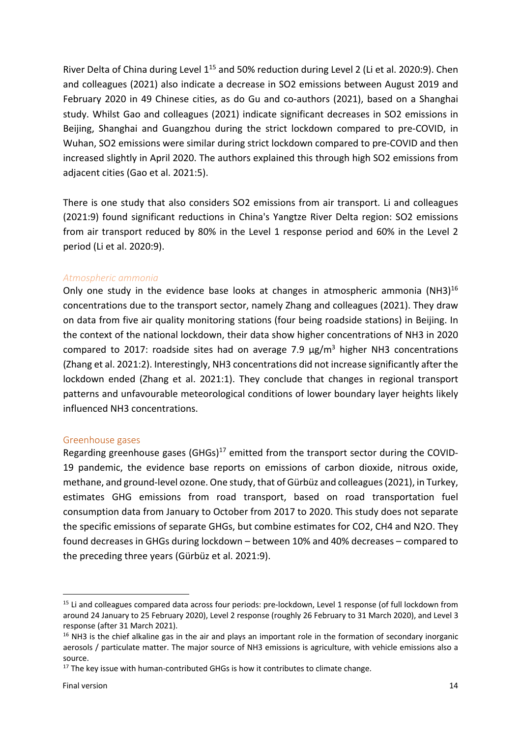River Delta of China during Level 1[15] and 50% reduction during Level 2 (Li et al. 2020:9). Chen and colleagues (2021) also indicate a decrease in $SO_2$ emissions between August 2019 and February 2020 in 49 Chinese cities, as do Gu and co-authors (2021), based on a Shanghai study. Whilst Gao and colleagues (2021) indicate significant decreases in $SO_2$ emissions in Beijing, Shanghai and Guangzhou during the strict lockdown compared to pre-COVID, in Wuhan, $SO_2$ emissions were similar during strict lockdown compared to pre-COVID and then increased slightly in April 2020. The authors explained this through high $SO_2$ emissions from adjacent cities (Gao et al. 2021:5).

There is one study that also considers $SO_2$ emissions from air transport. Li and colleagues (2021:9) found significant reductions in China's Yangtze River Delta region: $SO_2$ emissions from air transport reduced by 80% in the Level 1 response period and 60% in the Level 2 period (Li et al. 2020:9).

#### *Atmospheric ammonia*

Only one study in the evidence base looks at changes in atmospheric ammonia ($NH_3$)[16] concentrations due to the transport sector, namely Zhang and colleagues (2021). They draw on data from five air quality monitoring stations (four being roadside stations) in Beijing. In the context of the national lockdown, their data show higher concentrations of $NH_3$ in 2020 compared to 2017: roadside sites had on average 7.9 $\mu g/m^3$ higher $NH_3$ concentrations (Zhang et al. 2021:2). Interestingly, $NH_3$ concentrations did not increase significantly after the lockdown ended (Zhang et al. 2021:1). They conclude that changes in regional transport patterns and unfavourable meteorological conditions of lower boundary layer heights likely influenced $NH_3$ concentrations.

### Greenhouse gases

Regarding greenhouse gases (GHGs)[17] emitted from the transport sector during the COVID-19 pandemic, the evidence base reports on emissions of carbon dioxide, nitrous oxide, methane, and ground-level ozone. One study, that of Gürbüz and colleagues (2021), in Turkey, estimates GHG emissions from road transport, based on road transportation fuel consumption data from January to October from 2017 to 2020. This study does not separate the specific emissions of separate GHGs, but combine estimates for $CO_2$, $CH_4$ and $N_2O$. They found decreases in GHGs during lockdown – between 10% and 40% decreases – compared to the preceding three years (Gürbüz et al. 2021:9).

---

[15] Li and colleagues compared data across four periods: pre-lockdown, Level 1 response (of full lockdown from around 24 January to 25 February 2020), Level 2 response (roughly 26 February to 31 March 2020), and Level 3 response (after 31 March 2021).

[16] $NH_3$ is the chief alkaline gas in the air and plays an important role in the formation of secondary inorganic aerosols / particulate matter. The major source of $NH_3$ emissions is agriculture, with vehicle emissions also a source.

[17] The key issue with human-contributed GHGs is how it contributes to climate change.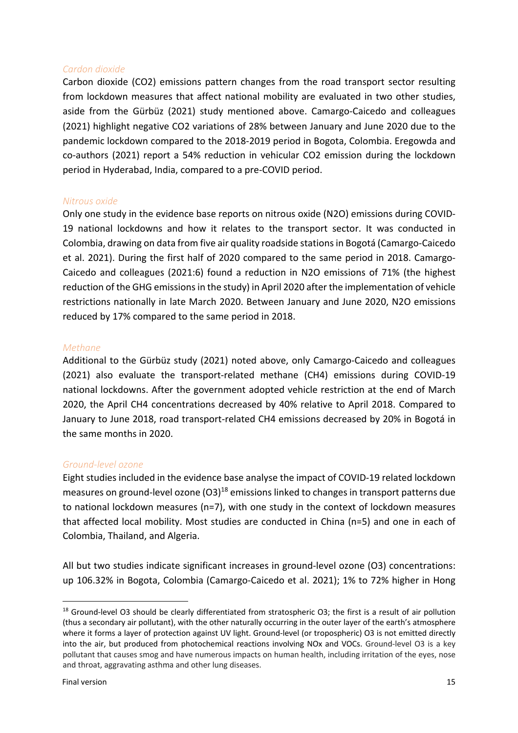### *Cardon dioxide*

Carbon dioxide ($CO_2$) emissions pattern changes from the road transport sector resulting from lockdown measures that affect national mobility are evaluated in two other studies, aside from the Gürbüz (2021) study mentioned above. Camargo-Caicedo and colleagues (2021) highlight negative $CO_2$ variations of 28% between January and June 2020 due to the pandemic lockdown compared to the 2018-2019 period in Bogota, Colombia. Eregowda and co-authors (2021) report a 54% reduction in vehicular $CO_2$ emission during the lockdown period in Hyderabad, India, compared to a pre-COVID period.

### *Nitrous oxide*

Only one study in the evidence base reports on nitrous oxide ($N_2O$) emissions during COVID-19 national lockdowns and how it relates to the transport sector. It was conducted in Colombia, drawing on data from five air quality roadside stations in Bogotá (Camargo-Caicedo et al. 2021). During the first half of 2020 compared to the same period in 2018. Camargo-Caicedo and colleagues (2021:6) found a reduction in $N_2O$ emissions of 71% (the highest reduction of the GHG emissions in the study) in April 2020 after the implementation of vehicle restrictions nationally in late March 2020. Between January and June 2020, $N_2O$ emissions reduced by 17% compared to the same period in 2018.

### *Methane*

Additional to the Gürbüz study (2021) noted above, only Camargo-Caicedo and colleagues (2021) also evaluate the transport-related methane ($CH_4$) emissions during COVID-19 national lockdowns. After the government adopted vehicle restriction at the end of March 2020, the April $CH_4$ concentrations decreased by 40% relative to April 2018. Compared to January to June 2018, road transport-related $CH_4$ emissions decreased by 20% in Bogotá in the same months in 2020.

### *Ground-level ozone*

Eight studies included in the evidence base analyse the impact of COVID-19 related lockdown measures on ground-level ozone ($O_3$)[18] emissions linked to changes in transport patterns due to national lockdown measures (n=7), with one study in the context of lockdown measures that affected local mobility. Most studies are conducted in China (n=5) and one in each of Colombia, Thailand, and Algeria.

All but two studies indicate significant increases in ground-level ozone ($O_3$) concentrations: up 106.32% in Bogota, Colombia (Camargo-Caicedo et al. 2021); 1% to 72% higher in Hong

[18] Ground-level $O_3$ should be clearly differentiated from stratospheric $O_3$; the first is a result of air pollution (thus a secondary air pollutant), with the other naturally occurring in the outer layer of the earth's atmosphere where it forms a layer of protection against UV light. Ground-level (or tropospheric) $O_3$ is not emitted directly into the air, but produced from photochemical reactions involving NOx and VOCs. Ground-level $O_3$ is a key pollutant that causes smog and have numerous impacts on human health, including irritation of the eyes, nose and throat, aggravating asthma and other lung diseases.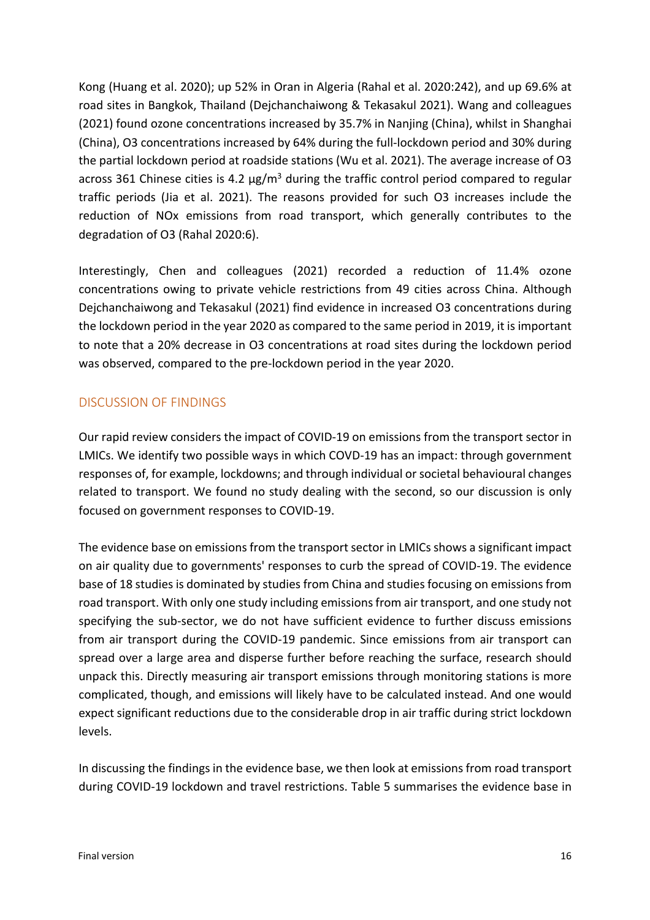Kong (Huang et al. 2020); up 52% in Oran in Algeria (Rahal et al. 2020:242), and up 69.6% at road sites in Bangkok, Thailand (Dejchanchaiwong & Tekasakul 2021). Wang and colleagues (2021) found ozone concentrations increased by 35.7% in Nanjing (China), whilst in Shanghai (China), O3 concentrations increased by 64% during the full-lockdown period and 30% during the partial lockdown period at roadside stations (Wu et al. 2021). The average increase of O3 across 361 Chinese cities is 4.2 μg/m$^3$ during the traffic control period compared to regular traffic periods (Jia et al. 2021). The reasons provided for such O3 increases include the reduction of NOx emissions from road transport, which generally contributes to the degradation of O3 (Rahal 2020:6).

Interestingly, Chen and colleagues (2021) recorded a reduction of 11.4% ozone concentrations owing to private vehicle restrictions from 49 cities across China. Although Dejchanchaiwong and Tekasakul (2021) find evidence in increased O3 concentrations during the lockdown period in the year 2020 as compared to the same period in 2019, it is important to note that a 20% decrease in O3 concentrations at road sites during the lockdown period was observed, compared to the pre-lockdown period in the year 2020.

## DISCUSSION OF FINDINGS

Our rapid review considers the impact of COVID-19 on emissions from the transport sector in LMICs. We identify two possible ways in which COVD-19 has an impact: through government responses of, for example, lockdowns; and through individual or societal behavioural changes related to transport. We found no study dealing with the second, so our discussion is only focused on government responses to COVID-19.

The evidence base on emissions from the transport sector in LMICs shows a significant impact on air quality due to governments' responses to curb the spread of COVID-19. The evidence base of 18 studies is dominated by studies from China and studies focusing on emissions from road transport. With only one study including emissions from air transport, and one study not specifying the sub-sector, we do not have sufficient evidence to further discuss emissions from air transport during the COVID-19 pandemic. Since emissions from air transport can spread over a large area and disperse further before reaching the surface, research should unpack this. Directly measuring air transport emissions through monitoring stations is more complicated, though, and emissions will likely have to be calculated instead. And one would expect significant reductions due to the considerable drop in air traffic during strict lockdown levels.

In discussing the findings in the evidence base, we then look at emissions from road transport during COVID-19 lockdown and travel restrictions. Table 5 summarises the evidence base in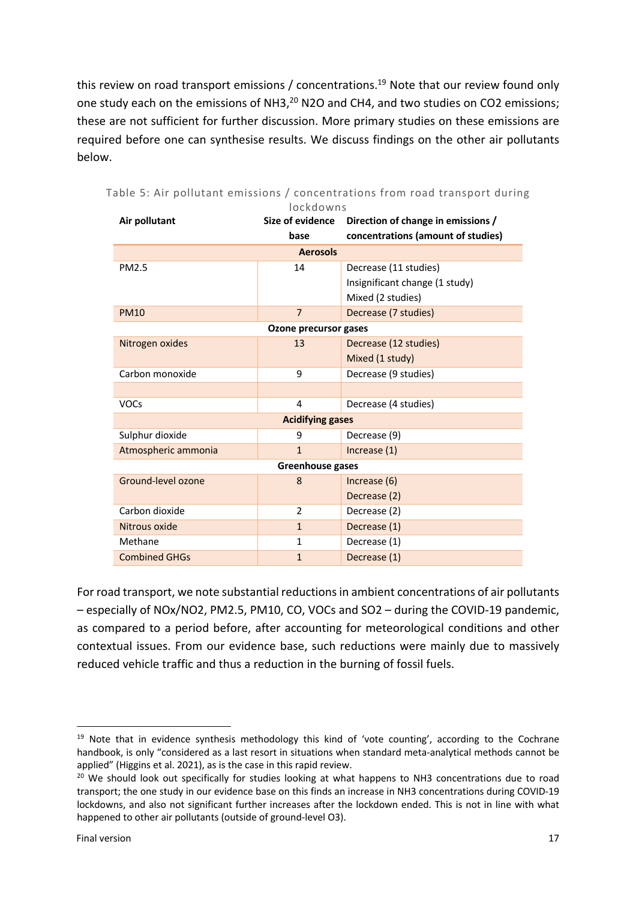this review on road transport emissions / concentrations.[19] Note that our review found only one study each on the emissions of $NH_3$,[20] $N_2O$ and $CH_4$, and two studies on $CO_2$ emissions; these are not sufficient for further discussion. More primary studies on these emissions are required before one can synthesise results. We discuss findings on the other air pollutants below.

Table 5: Air pollutant emissions / concentrations from road transport during lockdowns

| Air pollutant | Size of evidence base | Direction of change in emissions / concentrations (amount of studies) |
|---|---|---|
| **Aerosols** | | |
| PM2.5 | 14 | Decrease (11 studies)<br>Insignificant change (1 study)<br>Mixed (2 studies) |
| PM10 | 7 | Decrease (7 studies) |
| **Ozone precursor gases** | | |
| Nitrogen oxides | 13 | Decrease (12 studies)<br>Mixed (1 study) |
| Carbon monoxide | 9 | Decrease (9 studies) |
| | | |
| VOCs | 4 | Decrease (4 studies) |
| **Acidifying gases** | | |
| Sulphur dioxide | 9 | Decrease (9) |
| Atmospheric ammonia | 1 | Increase (1) |
| **Greenhouse gases** | | |
| Ground-level ozone | 8 | Increase (6)<br>Decrease (2) |
| Carbon dioxide | 2 | Decrease (2) |
| Nitrous oxide | 1 | Decrease (1) |
| Methane | 1 | Decrease (1) |
| Combined GHGs | 1 | Decrease (1) |

For road transport, we note substantial reductions in ambient concentrations of air pollutants – especially of $NO_x/NO_2$, PM2.5, PM10, CO, VOCs and $SO_2$ – during the COVID-19 pandemic, as compared to a period before, after accounting for meteorological conditions and other contextual issues. From our evidence base, such reductions were mainly due to massively reduced vehicle traffic and thus a reduction in the burning of fossil fuels.

[19] Note that in evidence synthesis methodology this kind of 'vote counting', according to the Cochrane handbook, is only "considered as a last resort in situations when standard meta-analytical methods cannot be applied" (Higgins et al. 2021), as is the case in this rapid review.

[20] We should look out specifically for studies looking at what happens to $NH_3$ concentrations due to road transport; the one study in our evidence base on this finds an increase in $NH_3$ concentrations during COVID-19 lockdowns, and also not significant further increases after the lockdown ended. This is not in line with what happened to other air pollutants (outside of ground-level $O_3$).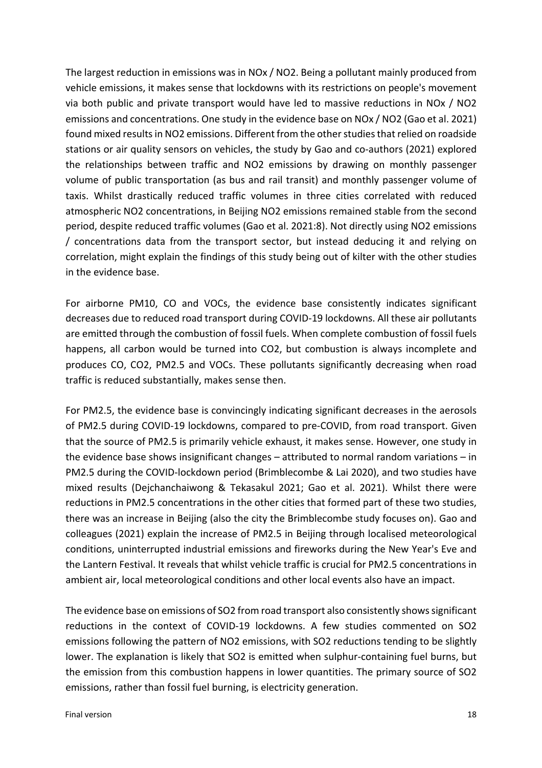The largest reduction in emissions was in NOx / $NO_2$. Being a pollutant mainly produced from vehicle emissions, it makes sense that lockdowns with its restrictions on people's movement via both public and private transport would have led to massive reductions in NOx / $NO_2$ emissions and concentrations. One study in the evidence base on NOx / $NO_2$ (Gao et al. 2021) found mixed results in $NO_2$ emissions. Different from the other studies that relied on roadside stations or air quality sensors on vehicles, the study by Gao and co-authors (2021) explored the relationships between traffic and $NO_2$ emissions by drawing on monthly passenger volume of public transportation (as bus and rail transit) and monthly passenger volume of taxis. Whilst drastically reduced traffic volumes in three cities correlated with reduced atmospheric $NO_2$ concentrations, in Beijing $NO_2$ emissions remained stable from the second period, despite reduced traffic volumes (Gao et al. 2021:8). Not directly using $NO_2$ emissions / concentrations data from the transport sector, but instead deducing it and relying on correlation, might explain the findings of this study being out of kilter with the other studies in the evidence base.

For airborne $PM_{10}$, CO and VOCs, the evidence base consistently indicates significant decreases due to reduced road transport during COVID-19 lockdowns. All these air pollutants are emitted through the combustion of fossil fuels. When complete combustion of fossil fuels happens, all carbon would be turned into $CO_2$, but combustion is always incomplete and produces CO, $CO_2$, $PM_{2.5}$ and VOCs. These pollutants significantly decreasing when road traffic is reduced substantially, makes sense then.

For $PM_{2.5}$, the evidence base is convincingly indicating significant decreases in the aerosols of $PM_{2.5}$ during COVID-19 lockdowns, compared to pre-COVID, from road transport. Given that the source of $PM_{2.5}$ is primarily vehicle exhaust, it makes sense. However, one study in the evidence base shows insignificant changes – attributed to normal random variations – in $PM_{2.5}$ during the COVID-lockdown period (Brimblecombe & Lai 2020), and two studies have mixed results (Dejchanchaiwong & Tekasakul 2021; Gao et al. 2021). Whilst there were reductions in $PM_{2.5}$ concentrations in the other cities that formed part of these two studies, there was an increase in Beijing (also the city the Brimblecombe study focuses on). Gao and colleagues (2021) explain the increase of $PM_{2.5}$ in Beijing through localised meteorological conditions, uninterrupted industrial emissions and fireworks during the New Year's Eve and the Lantern Festival. It reveals that whilst vehicle traffic is crucial for $PM_{2.5}$ concentrations in ambient air, local meteorological conditions and other local events also have an impact.

The evidence base on emissions of $SO_2$ from road transport also consistently shows significant reductions in the context of COVID-19 lockdowns. A few studies commented on $SO_2$ emissions following the pattern of $NO_2$ emissions, with $SO_2$ reductions tending to be slightly lower. The explanation is likely that $SO_2$ is emitted when sulphur-containing fuel burns, but the emission from this combustion happens in lower quantities. The primary source of $SO_2$ emissions, rather than fossil fuel burning, is electricity generation.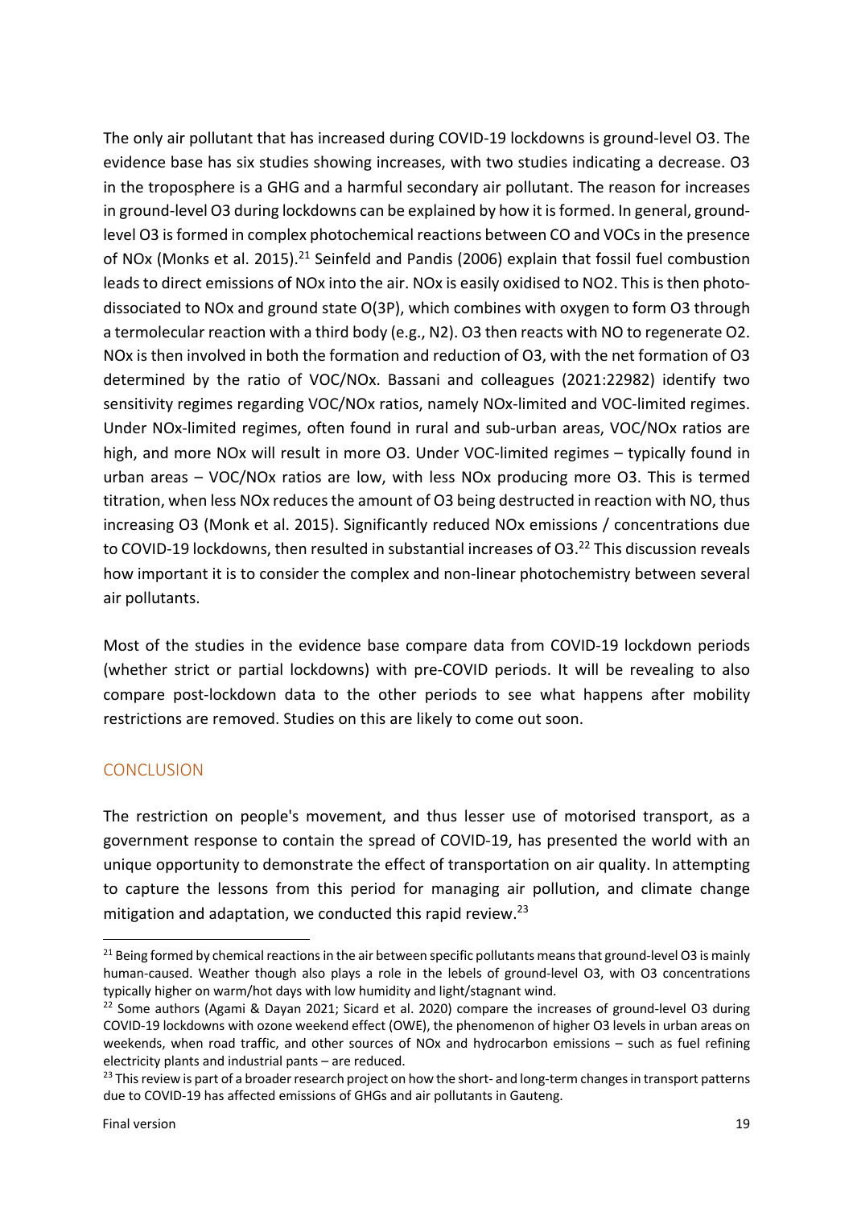The only air pollutant that has increased during COVID-19 lockdowns is ground-level $O_3$. The evidence base has six studies showing increases, with two studies indicating a decrease. $O_3$ in the troposphere is a GHG and a harmful secondary air pollutant. The reason for increases in ground-level $O_3$ during lockdowns can be explained by how it is formed. In general, ground-level $O_3$ is formed in complex photochemical reactions between CO and VOCs in the presence of NOx (Monks et al. 2015).[21] Seinfeld and Pandis (2006) explain that fossil fuel combustion leads to direct emissions of NOx into the air. NOx is easily oxidised to $NO_2$. This is then photo-dissociated to NOx and ground state $O(^3P)$, which combines with oxygen to form $O_3$ through a termolecular reaction with a third body (e.g., $N_2$). $O_3$ then reacts with NO to regenerate $O_2$. NOx is then involved in both the formation and reduction of $O_3$, with the net formation of $O_3$ determined by the ratio of VOC/NOx. Bassani and colleagues (2021:22982) identify two sensitivity regimes regarding VOC/NOx ratios, namely NOx-limited and VOC-limited regimes. Under NOx-limited regimes, often found in rural and sub-urban areas, VOC/NOx ratios are high, and more NOx will result in more $O_3$. Under VOC-limited regimes – typically found in urban areas – VOC/NOx ratios are low, with less NOx producing more $O_3$. This is termed titration, when less NOx reduces the amount of $O_3$ being destructed in reaction with NO, thus increasing $O_3$ (Monk et al. 2015). Significantly reduced NOx emissions / concentrations due to COVID-19 lockdowns, then resulted in substantial increases of $O_3$.[22] This discussion reveals how important it is to consider the complex and non-linear photochemistry between several air pollutants.

Most of the studies in the evidence base compare data from COVID-19 lockdown periods (whether strict or partial lockdowns) with pre-COVID periods. It will be revealing to also compare post-lockdown data to the other periods to see what happens after mobility restrictions are removed. Studies on this are likely to come out soon.

## CONCLUSION

The restriction on people's movement, and thus lesser use of motorised transport, as a government response to contain the spread of COVID-19, has presented the world with an unique opportunity to demonstrate the effect of transportation on air quality. In attempting to capture the lessons from this period for managing air pollution, and climate change mitigation and adaptation, we conducted this rapid review.[23]

---

[21] Being formed by chemical reactions in the air between specific pollutants means that ground-level $O_3$ is mainly human-caused. Weather though also plays a role in the lebels of ground-level $O_3$, with $O_3$ concentrations typically higher on warm/hot days with low humidity and light/stagnant wind.

[22] Some authors (Agami & Dayan 2021; Sicard et al. 2020) compare the increases of ground-level $O_3$ during COVID-19 lockdowns with ozone weekend effect (OWE), the phenomenon of higher $O_3$ levels in urban areas on weekends, when road traffic, and other sources of NOx and hydrocarbon emissions – such as fuel refining electricity plants and industrial pants – are reduced.

[23] This review is part of a broader research project on how the short- and long-term changes in transport patterns due to COVID-19 has affected emissions of GHGs and air pollutants in Gauteng.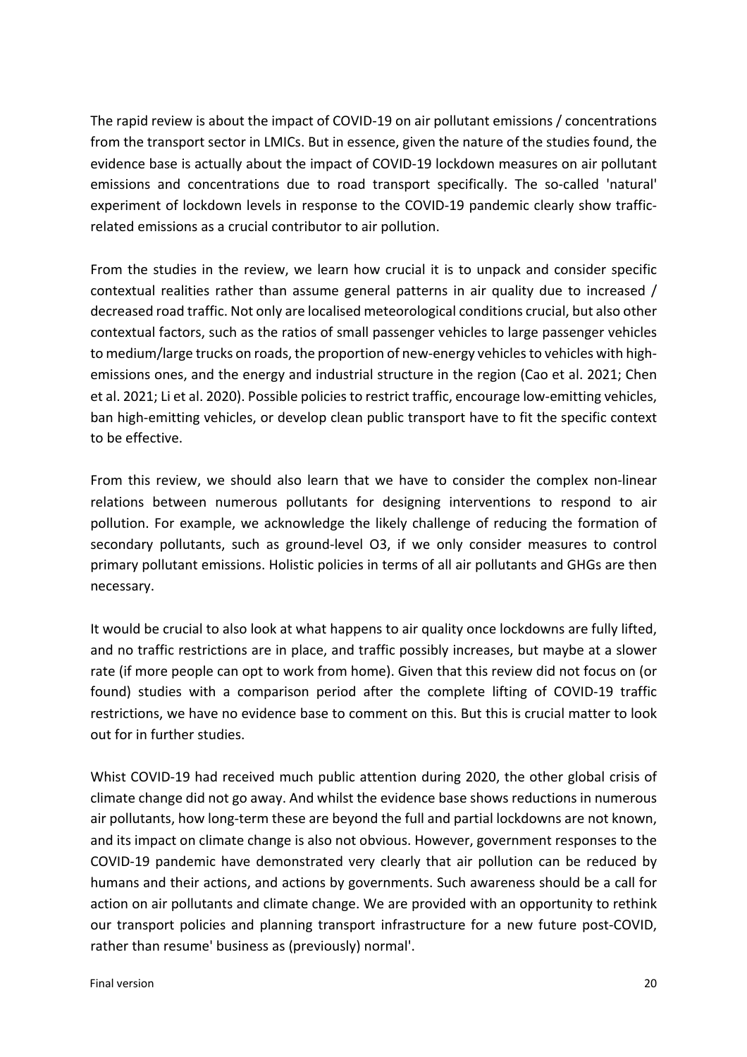The rapid review is about the impact of COVID-19 on air pollutant emissions / concentrations from the transport sector in LMICs. But in essence, given the nature of the studies found, the evidence base is actually about the impact of COVID-19 lockdown measures on air pollutant emissions and concentrations due to road transport specifically. The so-called 'natural' experiment of lockdown levels in response to the COVID-19 pandemic clearly show traffic-related emissions as a crucial contributor to air pollution.

From the studies in the review, we learn how crucial it is to unpack and consider specific contextual realities rather than assume general patterns in air quality due to increased / decreased road traffic. Not only are localised meteorological conditions crucial, but also other contextual factors, such as the ratios of small passenger vehicles to large passenger vehicles to medium/large trucks on roads, the proportion of new-energy vehicles to vehicles with high-emissions ones, and the energy and industrial structure in the region (Cao et al. 2021; Chen et al. 2021; Li et al. 2020). Possible policies to restrict traffic, encourage low-emitting vehicles, ban high-emitting vehicles, or develop clean public transport have to fit the specific context to be effective.

From this review, we should also learn that we have to consider the complex non-linear relations between numerous pollutants for designing interventions to respond to air pollution. For example, we acknowledge the likely challenge of reducing the formation of secondary pollutants, such as ground-level $O_3$, if we only consider measures to control primary pollutant emissions. Holistic policies in terms of all air pollutants and GHGs are then necessary.

It would be crucial to also look at what happens to air quality once lockdowns are fully lifted, and no traffic restrictions are in place, and traffic possibly increases, but maybe at a slower rate (if more people can opt to work from home). Given that this review did not focus on (or found) studies with a comparison period after the complete lifting of COVID-19 traffic restrictions, we have no evidence base to comment on this. But this is crucial matter to look out for in further studies.

Whist COVID-19 had received much public attention during 2020, the other global crisis of climate change did not go away. And whilst the evidence base shows reductions in numerous air pollutants, how long-term these are beyond the full and partial lockdowns are not known, and its impact on climate change is also not obvious. However, government responses to the COVID-19 pandemic have demonstrated very clearly that air pollution can be reduced by humans and their actions, and actions by governments. Such awareness should be a call for action on air pollutants and climate change. We are provided with an opportunity to rethink our transport policies and planning transport infrastructure for a new future post-COVID, rather than resume' business as (previously) normal'.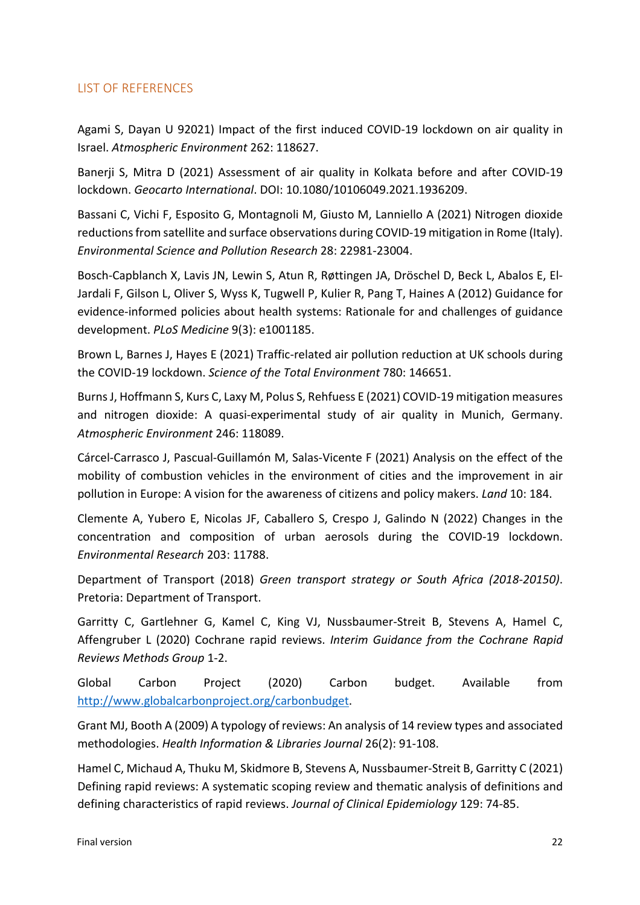## LIST OF REFERENCES

Agami S, Dayan U 92021) Impact of the first induced COVID-19 lockdown on air quality in Israel. *Atmospheric Environment* 262: 118627.

Banerji S, Mitra D (2021) Assessment of air quality in Kolkata before and after COVID-19 lockdown. *Geocarto International*. DOI: 10.1080/10106049.2021.1936209.

Bassani C, Vichi F, Esposito G, Montagnoli M, Giusto M, Lanniello A (2021) Nitrogen dioxide reductions from satellite and surface observations during COVID-19 mitigation in Rome (Italy). *Environmental Science and Pollution Research* 28: 22981-23004.

Bosch-Capblanch X, Lavis JN, Lewin S, Atun R, Røttingen JA, Dröschel D, Beck L, Abalos E, El-Jardali F, Gilson L, Oliver S, Wyss K, Tugwell P, Kulier R, Pang T, Haines A (2012) Guidance for evidence-informed policies about health systems: Rationale for and challenges of guidance development. *PLoS Medicine* 9(3): e1001185.

Brown L, Barnes J, Hayes E (2021) Traffic-related air pollution reduction at UK schools during the COVID-19 lockdown. *Science of the Total Environment* 780: 146651.

Burns J, Hoffmann S, Kurs C, Laxy M, Polus S, Rehfuess E (2021) COVID-19 mitigation measures and nitrogen dioxide: A quasi-experimental study of air quality in Munich, Germany. *Atmospheric Environment* 246: 118089.

Cárcel-Carrasco J, Pascual-Guillamón M, Salas-Vicente F (2021) Analysis on the effect of the mobility of combustion vehicles in the environment of cities and the improvement in air pollution in Europe: A vision for the awareness of citizens and policy makers. *Land* 10: 184.

Clemente A, Yubero E, Nicolas JF, Caballero S, Crespo J, Galindo N (2022) Changes in the concentration and composition of urban aerosols during the COVID-19 lockdown. *Environmental Research* 203: 11788.

Department of Transport (2018) *Green transport strategy or South Africa (2018-20150)*. Pretoria: Department of Transport.

Garritty C, Gartlehner G, Kamel C, King VJ, Nussbaumer-Streit B, Stevens A, Hamel C, Affengruber L (2020) Cochrane rapid reviews. *Interim Guidance from the Cochrane Rapid Reviews Methods Group* 1-2.

Global Carbon Project (2020) Carbon budget. Available from http://www.globalcarbonproject.org/carbonbudget.

Grant MJ, Booth A (2009) A typology of reviews: An analysis of 14 review types and associated methodologies. *Health Information & Libraries Journal* 26(2): 91-108.

Hamel C, Michaud A, Thuku M, Skidmore B, Stevens A, Nussbaumer-Streit B, Garritty C (2021) Defining rapid reviews: A systematic scoping review and thematic analysis of definitions and defining characteristics of rapid reviews. *Journal of Clinical Epidemiology* 129: 74-85.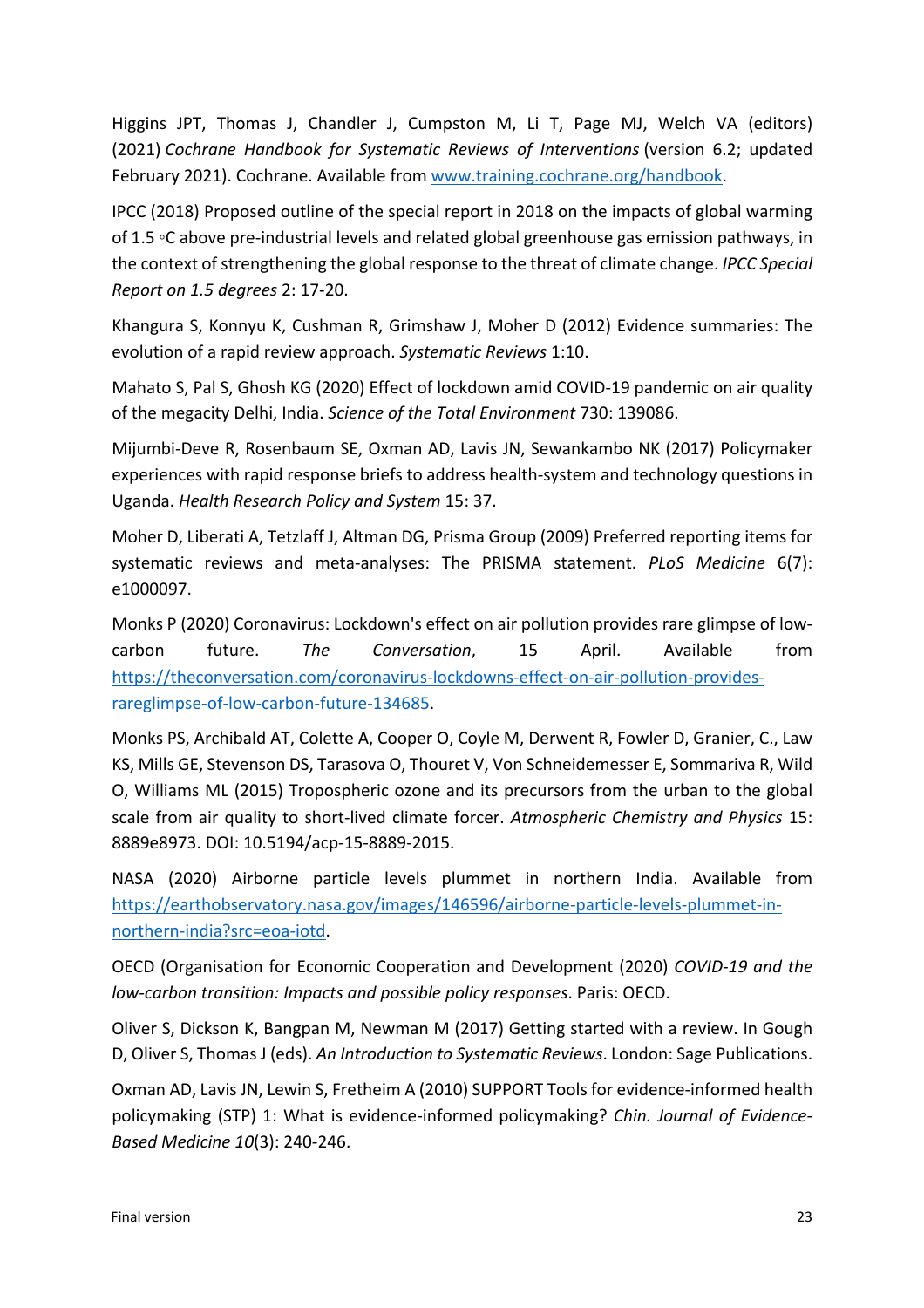Higgins JPT, Thomas J, Chandler J, Cumpston M, Li T, Page MJ, Welch VA (editors) (2021) *Cochrane Handbook for Systematic Reviews of Interventions* (version 6.2; updated February 2021). Cochrane. Available from [www.training.cochrane.org/handbook](www.training.cochrane.org/handbook).

IPCC (2018) Proposed outline of the special report in 2018 on the impacts of global warming of 1.5 ◦C above pre-industrial levels and related global greenhouse gas emission pathways, in the context of strengthening the global response to the threat of climate change. *IPCC Special Report on 1.5 degrees* 2: 17-20.

Khangura S, Konnyu K, Cushman R, Grimshaw J, Moher D (2012) Evidence summaries: The evolution of a rapid review approach. *Systematic Reviews* 1:10.

Mahato S, Pal S, Ghosh KG (2020) Effect of lockdown amid COVID-19 pandemic on air quality of the megacity Delhi, India. *Science of the Total Environment* 730: 139086.

Mijumbi-Deve R, Rosenbaum SE, Oxman AD, Lavis JN, Sewankambo NK (2017) Policymaker experiences with rapid response briefs to address health-system and technology questions in Uganda. *Health Research Policy and System* 15: 37.

Moher D, Liberati A, Tetzlaff J, Altman DG, Prisma Group (2009) Preferred reporting items for systematic reviews and meta-analyses: The PRISMA statement. *PLoS Medicine* 6(7): e1000097.

Monks P (2020) Coronavirus: Lockdown's effect on air pollution provides rare glimpse of low-carbon future. *The Conversation*, 15 April. Available from [https://theconversation.com/coronavirus-lockdowns-effect-on-air-pollution-provides-rareglimpse-of-low-carbon-future-134685](https://theconversation.com/coronavirus-lockdowns-effect-on-air-pollution-provides-rareglimpse-of-low-carbon-future-134685).

Monks PS, Archibald AT, Colette A, Cooper O, Coyle M, Derwent R, Fowler D, Granier, C., Law KS, Mills GE, Stevenson DS, Tarasova O, Thouret V, Von Schneidemesser E, Sommariva R, Wild O, Williams ML (2015) Tropospheric ozone and its precursors from the urban to the global scale from air quality to short-lived climate forcer. *Atmospheric Chemistry and Physics* 15: 8889e8973. DOI: 10.5194/acp-15-8889-2015.

NASA (2020) Airborne particle levels plummet in northern India. Available from [https://earthobservatory.nasa.gov/images/146596/airborne-particle-levels-plummet-in-northern-india?src=eoa-iotd](https://earthobservatory.nasa.gov/images/146596/airborne-particle-levels-plummet-in-northern-india?src=eoa-iotd).

OECD (Organisation for Economic Cooperation and Development (2020) *COVID-19 and the low-carbon transition: Impacts and possible policy responses*. Paris: OECD.

Oliver S, Dickson K, Bangpan M, Newman M (2017) Getting started with a review. In Gough D, Oliver S, Thomas J (eds). *An Introduction to Systematic Reviews*. London: Sage Publications.

Oxman AD, Lavis JN, Lewin S, Fretheim A (2010) SUPPORT Tools for evidence-informed health policymaking (STP) 1: What is evidence-informed policymaking? *Chin. Journal of Evidence-Based Medicine 10*(3): 240-246.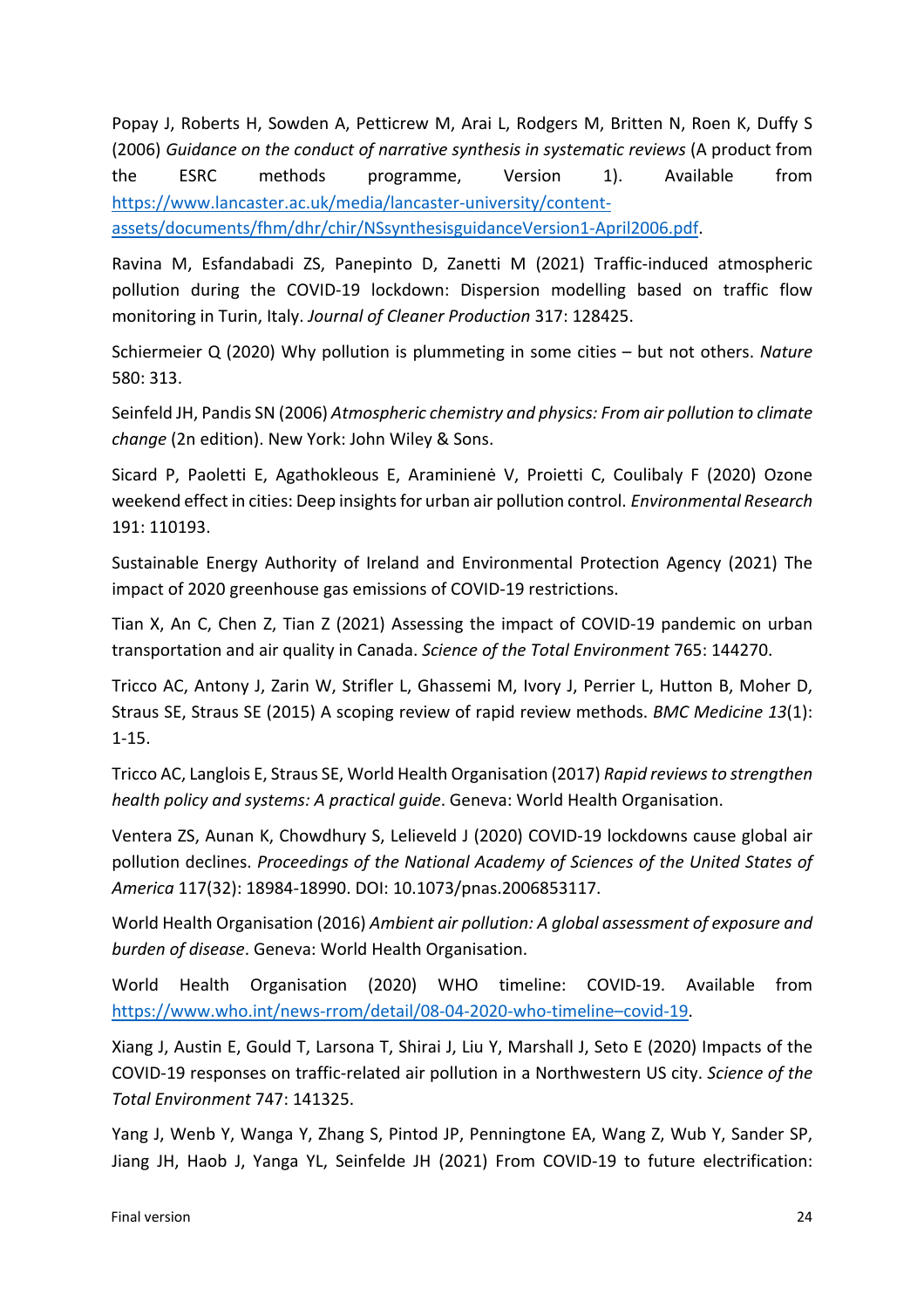Popay J, Roberts H, Sowden A, Petticrew M, Arai L, Rodgers M, Britten N, Roen K, Duffy S (2006) *Guidance on the conduct of narrative synthesis in systematic reviews* (A product from the ESRC methods programme, Version 1). Available from https://www.lancaster.ac.uk/media/lancaster-university/content-assets/documents/fhm/dhr/chir/NSsynthesisguidanceVersion1-April2006.pdf.

Ravina M, Esfandabadi ZS, Panepinto D, Zanetti M (2021) Traffic-induced atmospheric pollution during the COVID-19 lockdown: Dispersion modelling based on traffic flow monitoring in Turin, Italy. *Journal of Cleaner Production* 317: 128425.

Schiermeier Q (2020) Why pollution is plummeting in some cities – but not others. *Nature* 580: 313.

Seinfeld JH, Pandis SN (2006) *Atmospheric chemistry and physics: From air pollution to climate change* (2n edition). New York: John Wiley & Sons.

Sicard P, Paoletti E, Agathokleous E, Araminienė V, Proietti C, Coulibaly F (2020) Ozone weekend effect in cities: Deep insights for urban air pollution control. *Environmental Research* 191: 110193.

Sustainable Energy Authority of Ireland and Environmental Protection Agency (2021) The impact of 2020 greenhouse gas emissions of COVID-19 restrictions.

Tian X, An C, Chen Z, Tian Z (2021) Assessing the impact of COVID-19 pandemic on urban transportation and air quality in Canada. *Science of the Total Environment* 765: 144270.

Tricco AC, Antony J, Zarin W, Strifler L, Ghassemi M, Ivory J, Perrier L, Hutton B, Moher D, Straus SE, Straus SE (2015) A scoping review of rapid review methods. *BMC Medicine 13*(1): 1-15.

Tricco AC, Langlois E, Straus SE, World Health Organisation (2017) *Rapid reviews to strengthen health policy and systems: A practical guide*. Geneva: World Health Organisation.

Ventera ZS, Aunan K, Chowdhury S, Lelieveld J (2020) COVID-19 lockdowns cause global air pollution declines. *Proceedings of the National Academy of Sciences of the United States of America* 117(32): 18984-18990. DOI: 10.1073/pnas.2006853117.

World Health Organisation (2016) *Ambient air pollution: A global assessment of exposure and burden of disease*. Geneva: World Health Organisation.

World Health Organisation (2020) WHO timeline: COVID-19. Available from https://www.who.int/news-rrom/detail/08-04-2020-who-timeline–covid-19.

Xiang J, Austin E, Gould T, Larsona T, Shirai J, Liu Y, Marshall J, Seto E (2020) Impacts of the COVID-19 responses on traffic-related air pollution in a Northwestern US city. *Science of the Total Environment* 747: 141325.

Yang J, Wenb Y, Wanga Y, Zhang S, Pintod JP, Penningtone EA, Wang Z, Wub Y, Sander SP, Jiang JH, Haob J, Yanga YL, Seinfelde JH (2021) From COVID-19 to future electrification: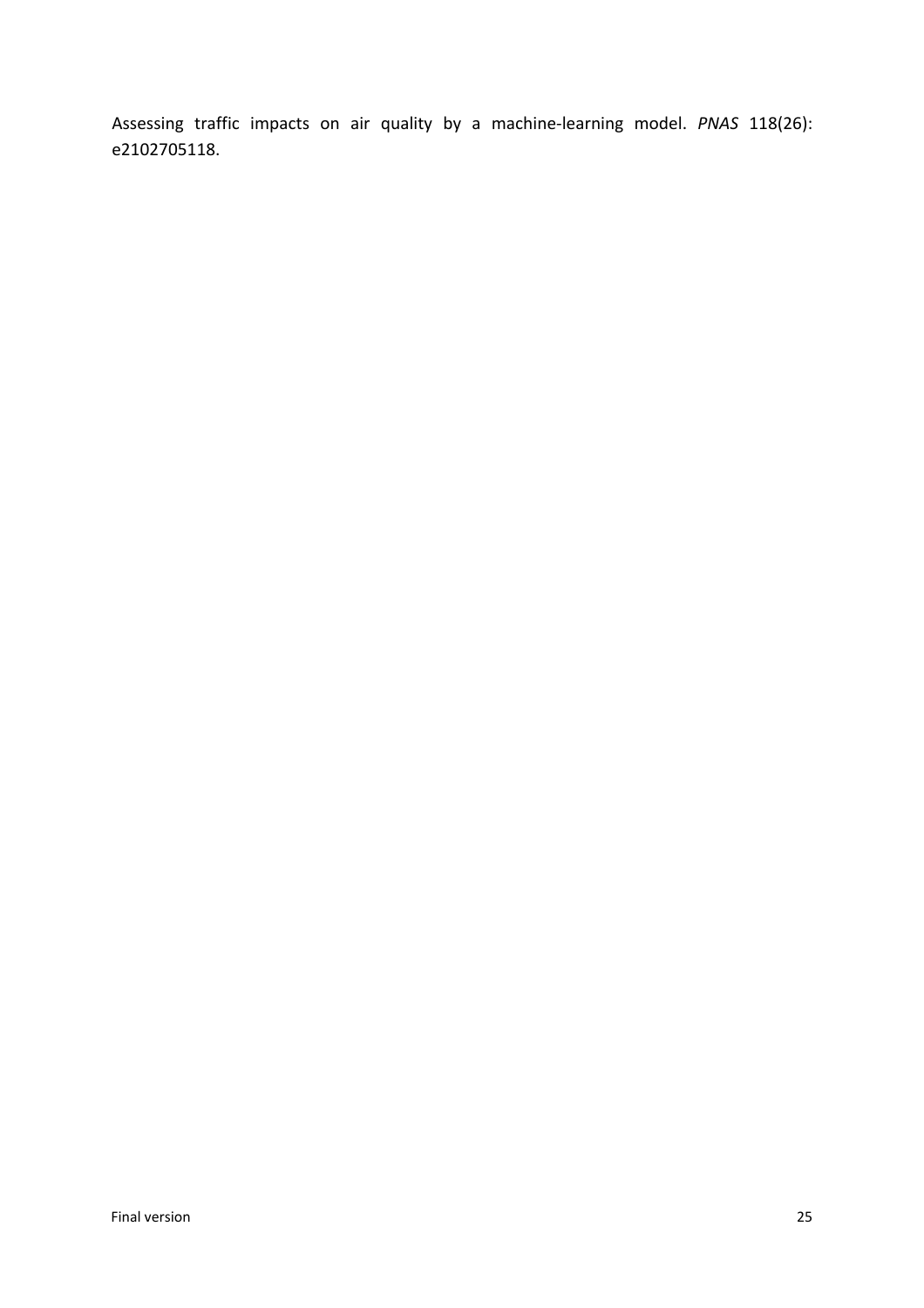Assessing traffic impacts on air quality by a machine-learning model. *PNAS* 118(26): e2102705118.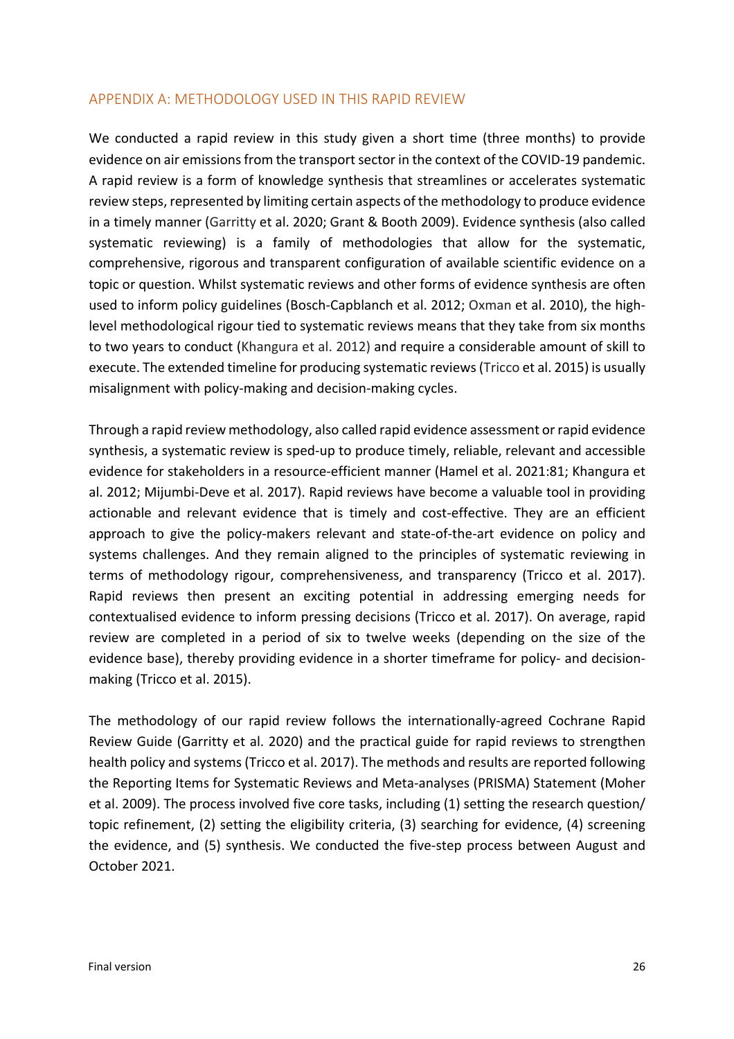## APPENDIX A: METHODOLOGY USED IN THIS RAPID REVIEW

We conducted a rapid review in this study given a short time (three months) to provide evidence on air emissions from the transport sector in the context of the COVID-19 pandemic. A rapid review is a form of knowledge synthesis that streamlines or accelerates systematic review steps, represented by limiting certain aspects of the methodology to produce evidence in a timely manner (Garritty et al. 2020; Grant & Booth 2009). Evidence synthesis (also called systematic reviewing) is a family of methodologies that allow for the systematic, comprehensive, rigorous and transparent configuration of available scientific evidence on a topic or question. Whilst systematic reviews and other forms of evidence synthesis are often used to inform policy guidelines (Bosch-Capblanch et al. 2012; Oxman et al. 2010), the high-level methodological rigour tied to systematic reviews means that they take from six months to two years to conduct (Khangura et al. 2012) and require a considerable amount of skill to execute. The extended timeline for producing systematic reviews (Tricco et al. 2015) is usually misalignment with policy-making and decision-making cycles.

Through a rapid review methodology, also called rapid evidence assessment or rapid evidence synthesis, a systematic review is sped-up to produce timely, reliable, relevant and accessible evidence for stakeholders in a resource-efficient manner (Hamel et al. 2021:81; Khangura et al. 2012; Mijumbi-Deve et al. 2017). Rapid reviews have become a valuable tool in providing actionable and relevant evidence that is timely and cost-effective. They are an efficient approach to give the policy-makers relevant and state-of-the-art evidence on policy and systems challenges. And they remain aligned to the principles of systematic reviewing in terms of methodology rigour, comprehensiveness, and transparency (Tricco et al. 2017). Rapid reviews then present an exciting potential in addressing emerging needs for contextualised evidence to inform pressing decisions (Tricco et al. 2017). On average, rapid review are completed in a period of six to twelve weeks (depending on the size of the evidence base), thereby providing evidence in a shorter timeframe for policy- and decision-making (Tricco et al. 2015).

The methodology of our rapid review follows the internationally-agreed Cochrane Rapid Review Guide (Garritty et al. 2020) and the practical guide for rapid reviews to strengthen health policy and systems (Tricco et al. 2017). The methods and results are reported following the Reporting Items for Systematic Reviews and Meta-analyses (PRISMA) Statement (Moher et al. 2009). The process involved five core tasks, including (1) setting the research question/ topic refinement, (2) setting the eligibility criteria, (3) searching for evidence, (4) screening the evidence, and (5) synthesis. We conducted the five-step process between August and October 2021.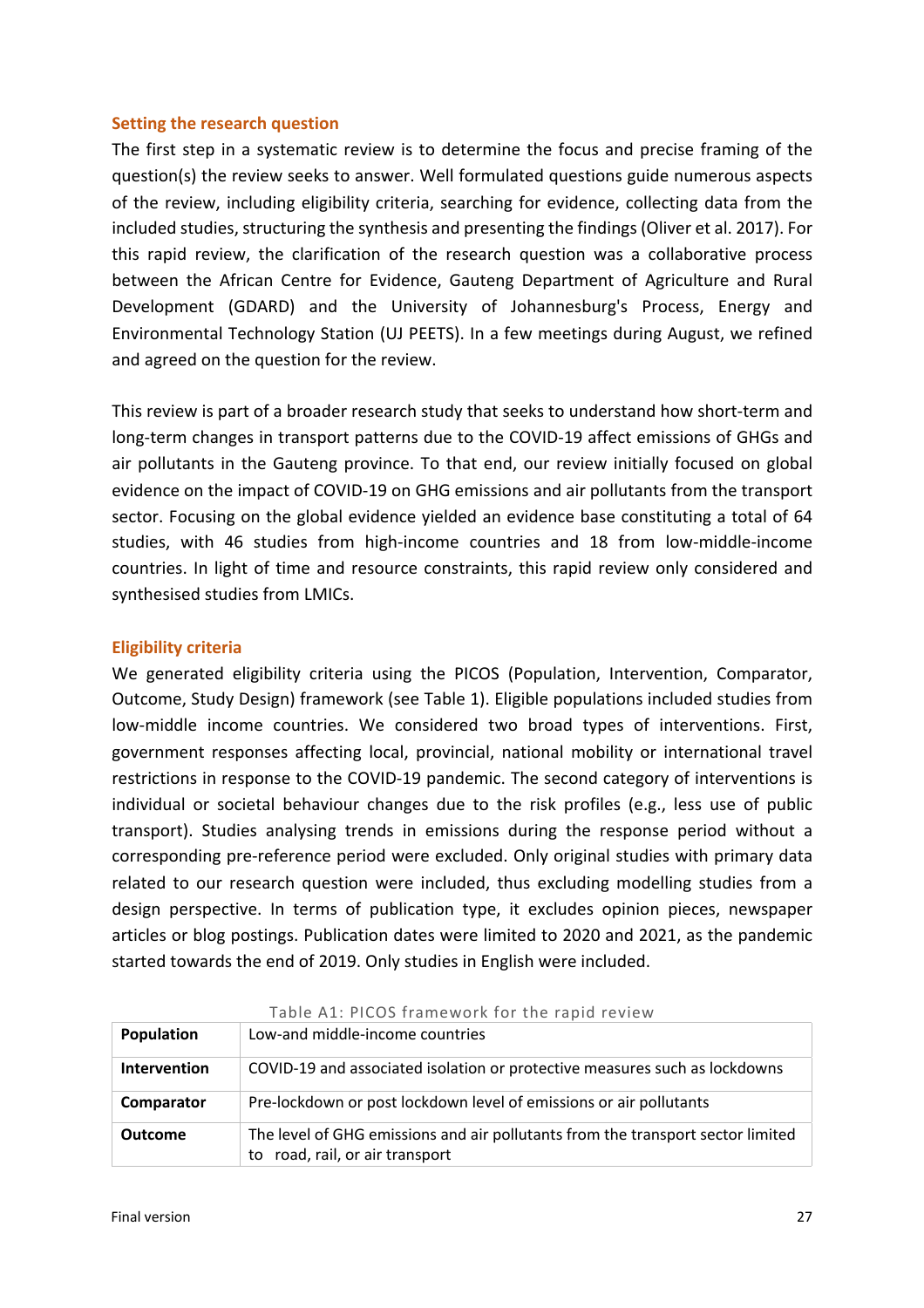### Setting the research question

The first step in a systematic review is to determine the focus and precise framing of the question(s) the review seeks to answer. Well formulated questions guide numerous aspects of the review, including eligibility criteria, searching for evidence, collecting data from the included studies, structuring the synthesis and presenting the findings (Oliver et al. 2017). For this rapid review, the clarification of the research question was a collaborative process between the African Centre for Evidence, Gauteng Department of Agriculture and Rural Development (GDARD) and the University of Johannesburg's Process, Energy and Environmental Technology Station (UJ PEETS). In a few meetings during August, we refined and agreed on the question for the review.

This review is part of a broader research study that seeks to understand how short-term and long-term changes in transport patterns due to the COVID-19 affect emissions of GHGs and air pollutants in the Gauteng province. To that end, our review initially focused on global evidence on the impact of COVID-19 on GHG emissions and air pollutants from the transport sector. Focusing on the global evidence yielded an evidence base constituting a total of 64 studies, with 46 studies from high-income countries and 18 from low-middle-income countries. In light of time and resource constraints, this rapid review only considered and synthesised studies from LMICs.

### Eligibility criteria

We generated eligibility criteria using the PICOS (Population, Intervention, Comparator, Outcome, Study Design) framework (see Table 1). Eligible populations included studies from low-middle income countries. We considered two broad types of interventions. First, government responses affecting local, provincial, national mobility or international travel restrictions in response to the COVID-19 pandemic. The second category of interventions is individual or societal behaviour changes due to the risk profiles (e.g., less use of public transport). Studies analysing trends in emissions during the response period without a corresponding pre-reference period were excluded. Only original studies with primary data related to our research question were included, thus excluding modelling studies from a design perspective. In terms of publication type, it excludes opinion pieces, newspaper articles or blog postings. Publication dates were limited to 2020 and 2021, as the pandemic started towards the end of 2019. Only studies in English were included.

Table A1: PICOS framework for the rapid review

| | |
|---|---|
| **Population** | Low-and middle-income countries |
| **Intervention** | COVID-19 and associated isolation or protective measures such as lockdowns |
| **Comparator** | Pre-lockdown or post lockdown level of emissions or air pollutants |
| **Outcome** | The level of GHG emissions and air pollutants from the transport sector limited to road, rail, or air transport |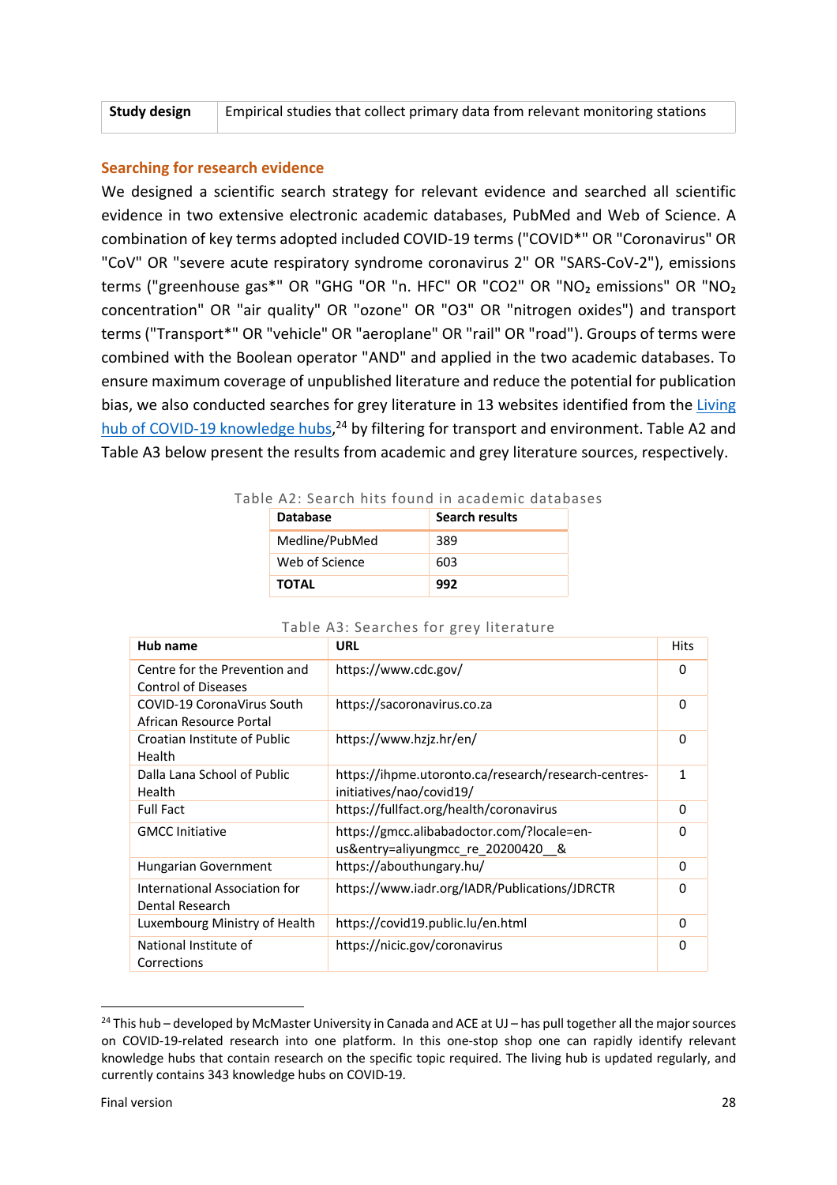| Study design | Empirical studies that collect primary data from relevant monitoring stations |
|---|---|

## Searching for research evidence

We designed a scientific search strategy for relevant evidence and searched all scientific evidence in two extensive electronic academic databases, PubMed and Web of Science. A combination of key terms adopted included COVID-19 terms ("COVID*" OR "Coronavirus" OR "CoV" OR "severe acute respiratory syndrome coronavirus 2" OR "SARS-CoV-2"), emissions terms ("greenhouse gas*" OR "GHG "OR "n. HFC" OR "CO2" OR "$NO_2$ emissions" OR "$NO_2$ concentration" OR "air quality" OR "ozone" OR "O3" OR "nitrogen oxides") and transport terms ("Transport*" OR "vehicle" OR "aeroplane" OR "rail" OR "road"). Groups of terms were combined with the Boolean operator "AND" and applied in the two academic databases. To ensure maximum coverage of unpublished literature and reduce the potential for publication bias, we also conducted searches for grey literature in 13 websites identified from the Living hub of COVID-19 knowledge hubs,[24] by filtering for transport and environment. Table A2 and Table A3 below present the results from academic and grey literature sources, respectively.

Table A2: Search hits found in academic databases

| Database | Search results |
|---|---|
| Medline/PubMed | 389 |
| Web of Science | 603 |
| **TOTAL** | **992** |

Table A3: Searches for grey literature

| Hub name | URL | Hits |
|---|---|---|
| Centre for the Prevention and Control of Diseases | https://www.cdc.gov/ | 0 |
| COVID-19 CoronaVirus South African Resource Portal | https://sacoronavirus.co.za | 0 |
| Croatian Institute of Public Health | https://www.hzjz.hr/en/ | 0 |
| Dalla Lana School of Public Health | https://ihpme.utoronto.ca/research/research-centres-initiatives/nao/covid19/ | 1 |
| Full Fact | https://fullfact.org/health/coronavirus | 0 |
| GMCC Initiative | https://gmcc.alibabadoctor.com/?locale=en-us&entry=aliyungmcc_re_20200420__& | 0 |
| Hungarian Government | https://abouthungary.hu/ | 0 |
| International Association for Dental Research | https://www.iadr.org/IADR/Publications/JDRCTR | 0 |
| Luxembourg Ministry of Health | https://covid19.public.lu/en.html | 0 |
| National Institute of Corrections | https://nicic.gov/coronavirus | 0 |

[24] This hub – developed by McMaster University in Canada and ACE at UJ – has pull together all the major sources on COVID-19-related research into one platform. In this one-stop shop one can rapidly identify relevant knowledge hubs that contain research on the specific topic required. The living hub is updated regularly, and currently contains 343 knowledge hubs on COVID-19.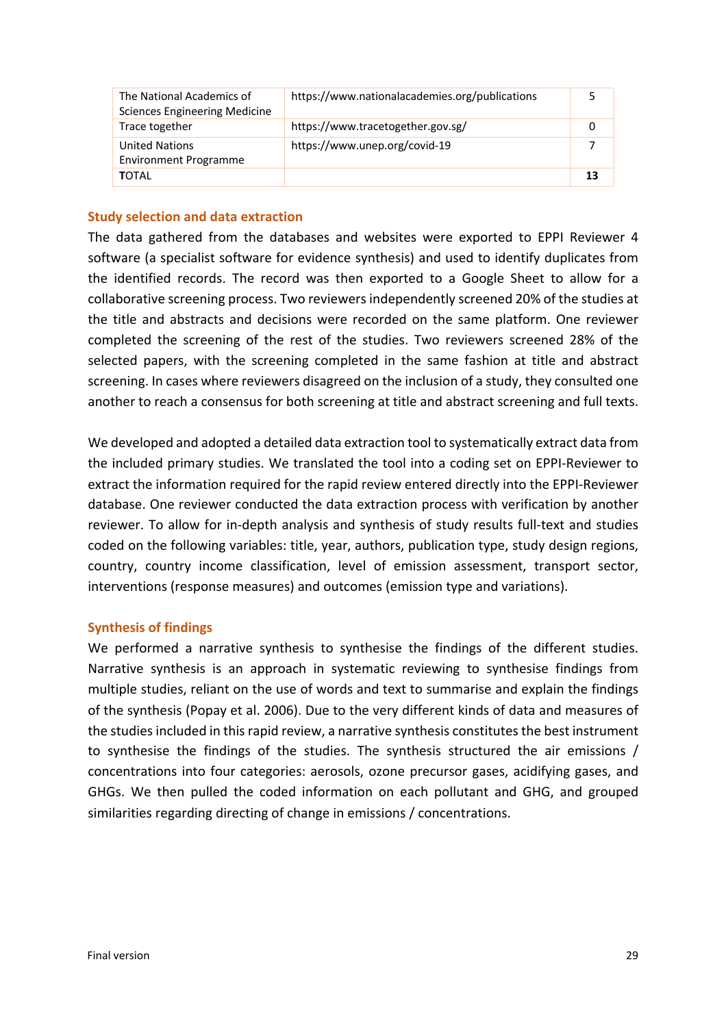| The National Academics of Sciences Engineering Medicine | https://www.nationalacademies.org/publications | 5 |
|---|---|---|
| Trace together | https://www.tracetogether.gov.sg/ | 0 |
| United Nations Environment Programme | https://www.unep.org/covid-19 | 7 |
| **T**OTAL | | **13** |

### Study selection and data extraction

The data gathered from the databases and websites were exported to EPPI Reviewer 4 software (a specialist software for evidence synthesis) and used to identify duplicates from the identified records. The record was then exported to a Google Sheet to allow for a collaborative screening process. Two reviewers independently screened 20% of the studies at the title and abstracts and decisions were recorded on the same platform. One reviewer completed the screening of the rest of the studies. Two reviewers screened 28% of the selected papers, with the screening completed in the same fashion at title and abstract screening. In cases where reviewers disagreed on the inclusion of a study, they consulted one another to reach a consensus for both screening at title and abstract screening and full texts.

We developed and adopted a detailed data extraction tool to systematically extract data from the included primary studies. We translated the tool into a coding set on EPPI-Reviewer to extract the information required for the rapid review entered directly into the EPPI-Reviewer database. One reviewer conducted the data extraction process with verification by another reviewer. To allow for in-depth analysis and synthesis of study results full-text and studies coded on the following variables: title, year, authors, publication type, study design regions, country, country income classification, level of emission assessment, transport sector, interventions (response measures) and outcomes (emission type and variations).

### Synthesis of findings

We performed a narrative synthesis to synthesise the findings of the different studies. Narrative synthesis is an approach in systematic reviewing to synthesise findings from multiple studies, reliant on the use of words and text to summarise and explain the findings of the synthesis (Popay et al. 2006). Due to the very different kinds of data and measures of the studies included in this rapid review, a narrative synthesis constitutes the best instrument to synthesise the findings of the studies. The synthesis structured the air emissions / concentrations into four categories: aerosols, ozone precursor gases, acidifying gases, and GHGs. We then pulled the coded information on each pollutant and GHG, and grouped similarities regarding directing of change in emissions / concentrations.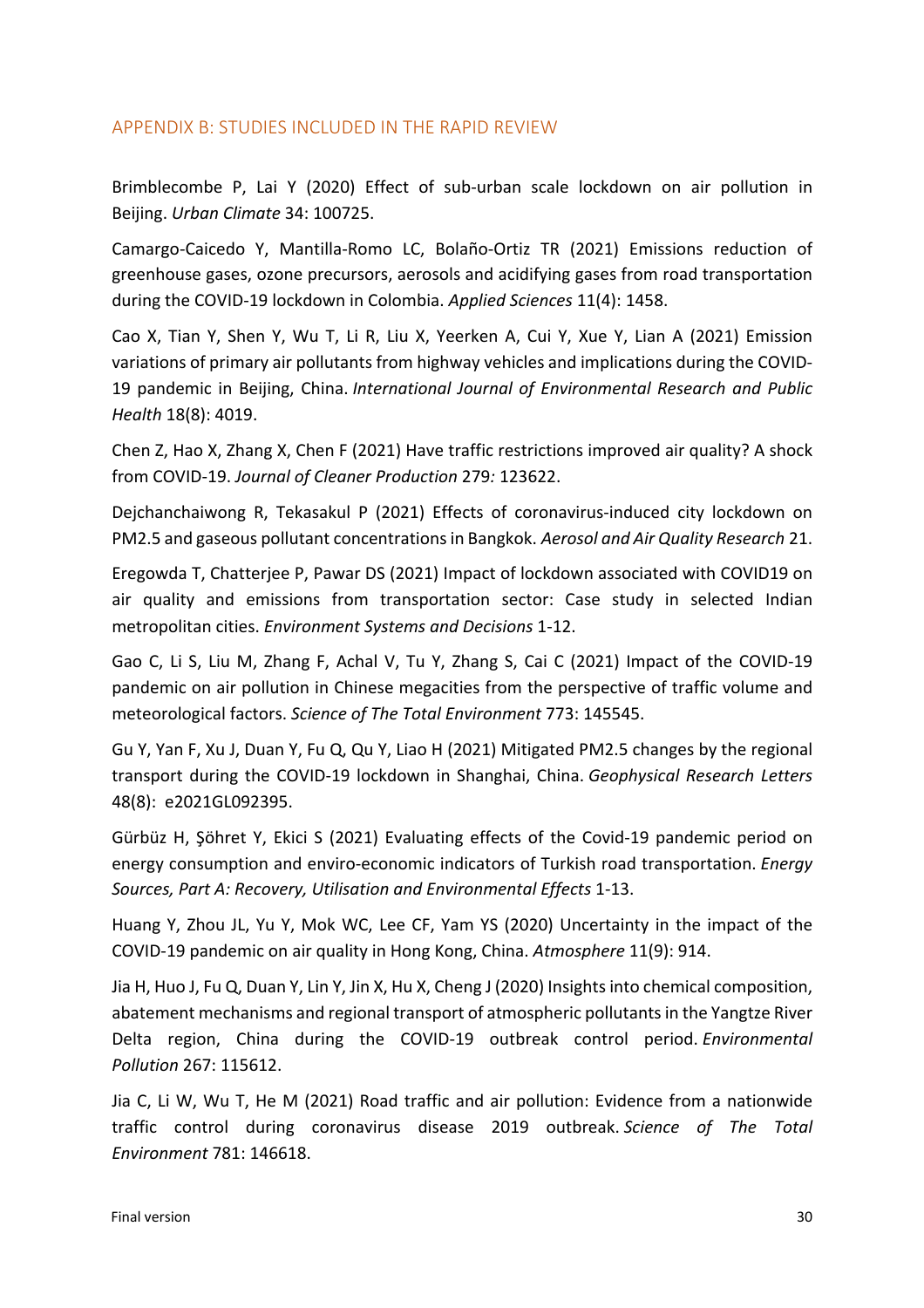## APPENDIX B: STUDIES INCLUDED IN THE RAPID REVIEW

Brimblecombe P, Lai Y (2020) Effect of sub-urban scale lockdown on air pollution in Beijing. *Urban Climate* 34: 100725.

Camargo-Caicedo Y, Mantilla-Romo LC, Bolaño-Ortiz TR (2021) Emissions reduction of greenhouse gases, ozone precursors, aerosols and acidifying gases from road transportation during the COVID-19 lockdown in Colombia. *Applied Sciences* 11(4): 1458.

Cao X, Tian Y, Shen Y, Wu T, Li R, Liu X, Yeerken A, Cui Y, Xue Y, Lian A (2021) Emission variations of primary air pollutants from highway vehicles and implications during the COVID-19 pandemic in Beijing, China. *International Journal of Environmental Research and Public Health* 18(8): 4019.

Chen Z, Hao X, Zhang X, Chen F (2021) Have traffic restrictions improved air quality? A shock from COVID-19. *Journal of Cleaner Production* 279*:* 123622.

Dejchanchaiwong R, Tekasakul P (2021) Effects of coronavirus-induced city lockdown on PM2.5 and gaseous pollutant concentrations in Bangkok. *Aerosol and Air Quality Research* 21.

Eregowda T, Chatterjee P, Pawar DS (2021) Impact of lockdown associated with COVID19 on air quality and emissions from transportation sector: Case study in selected Indian metropolitan cities. *Environment Systems and Decisions* 1-12.

Gao C, Li S, Liu M, Zhang F, Achal V, Tu Y, Zhang S, Cai C (2021) Impact of the COVID-19 pandemic on air pollution in Chinese megacities from the perspective of traffic volume and meteorological factors. *Science of The Total Environment* 773: 145545.

Gu Y, Yan F, Xu J, Duan Y, Fu Q, Qu Y, Liao H (2021) Mitigated PM2.5 changes by the regional transport during the COVID-19 lockdown in Shanghai, China. *Geophysical Research Letters* 48(8): e2021GL092395.

Gürbüz H, Şöhret Y, Ekici S (2021) Evaluating effects of the Covid-19 pandemic period on energy consumption and enviro-economic indicators of Turkish road transportation. *Energy Sources, Part A: Recovery, Utilisation and Environmental Effects* 1-13.

Huang Y, Zhou JL, Yu Y, Mok WC, Lee CF, Yam YS (2020) Uncertainty in the impact of the COVID-19 pandemic on air quality in Hong Kong, China. *Atmosphere* 11(9): 914.

Jia H, Huo J, Fu Q, Duan Y, Lin Y, Jin X, Hu X, Cheng J (2020) Insights into chemical composition, abatement mechanisms and regional transport of atmospheric pollutants in the Yangtze River Delta region, China during the COVID-19 outbreak control period. *Environmental Pollution* 267: 115612.

Jia C, Li W, Wu T, He M (2021) Road traffic and air pollution: Evidence from a nationwide traffic control during coronavirus disease 2019 outbreak. *Science of The Total Environment* 781: 146618.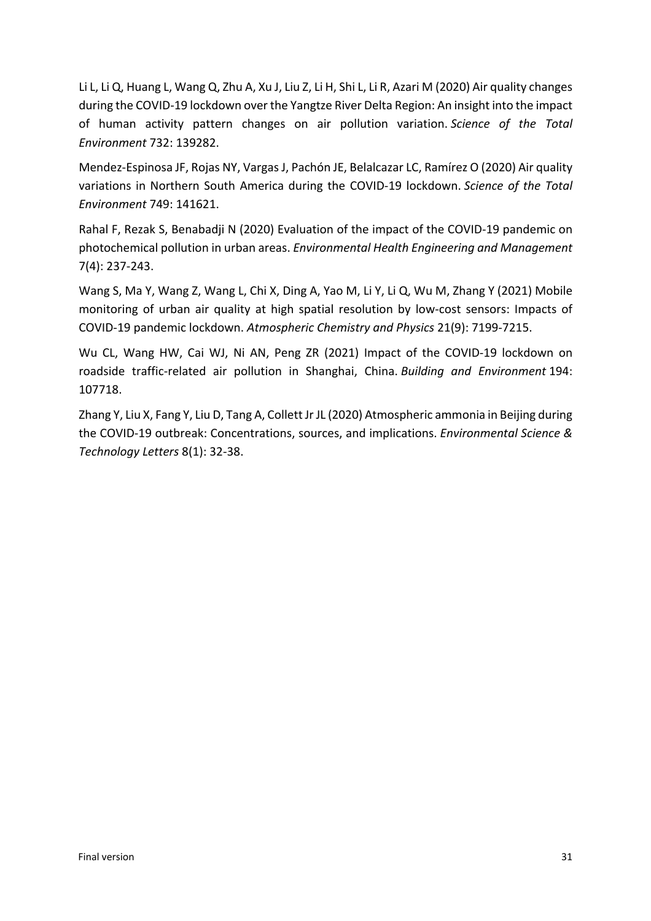Li L, Li Q, Huang L, Wang Q, Zhu A, Xu J, Liu Z, Li H, Shi L, Li R, Azari M (2020) Air quality changes during the COVID-19 lockdown over the Yangtze River Delta Region: An insight into the impact of human activity pattern changes on air pollution variation. *Science of the Total Environment* 732: 139282.

Mendez-Espinosa JF, Rojas NY, Vargas J, Pachón JE, Belalcazar LC, Ramírez O (2020) Air quality variations in Northern South America during the COVID-19 lockdown. *Science of the Total Environment* 749: 141621.

Rahal F, Rezak S, Benabadji N (2020) Evaluation of the impact of the COVID-19 pandemic on photochemical pollution in urban areas. *Environmental Health Engineering and Management* 7(4): 237-243.

Wang S, Ma Y, Wang Z, Wang L, Chi X, Ding A, Yao M, Li Y, Li Q, Wu M, Zhang Y (2021) Mobile monitoring of urban air quality at high spatial resolution by low-cost sensors: Impacts of COVID-19 pandemic lockdown. *Atmospheric Chemistry and Physics* 21(9): 7199-7215.

Wu CL, Wang HW, Cai WJ, Ni AN, Peng ZR (2021) Impact of the COVID-19 lockdown on roadside traffic-related air pollution in Shanghai, China. *Building and Environment* 194: 107718.

Zhang Y, Liu X, Fang Y, Liu D, Tang A, Collett Jr JL (2020) Atmospheric ammonia in Beijing during the COVID-19 outbreak: Concentrations, sources, and implications. *Environmental Science & Technology Letters* 8(1): 32-38.